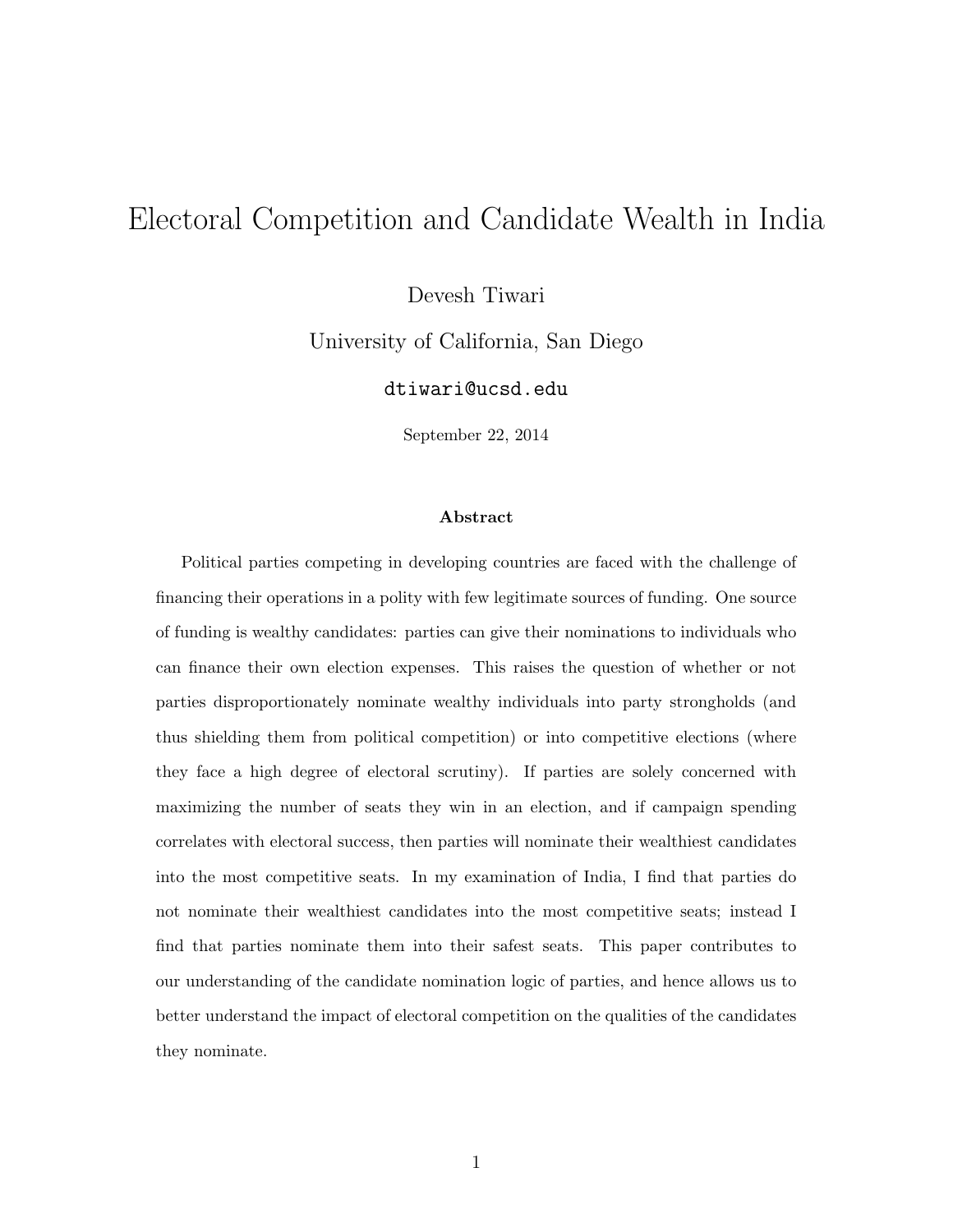# Electoral Competition and Candidate Wealth in India

Devesh Tiwari

University of California, San Diego

dtiwari@ucsd.edu

September 22, 2014

## Abstract

Political parties competing in developing countries are faced with the challenge of financing their operations in a polity with few legitimate sources of funding. One source of funding is wealthy candidates: parties can give their nominations to individuals who can finance their own election expenses. This raises the question of whether or not parties disproportionately nominate wealthy individuals into party strongholds (and thus shielding them from political competition) or into competitive elections (where they face a high degree of electoral scrutiny). If parties are solely concerned with maximizing the number of seats they win in an election, and if campaign spending correlates with electoral success, then parties will nominate their wealthiest candidates into the most competitive seats. In my examination of India, I find that parties do not nominate their wealthiest candidates into the most competitive seats; instead I find that parties nominate them into their safest seats. This paper contributes to our understanding of the candidate nomination logic of parties, and hence allows us to better understand the impact of electoral competition on the qualities of the candidates they nominate.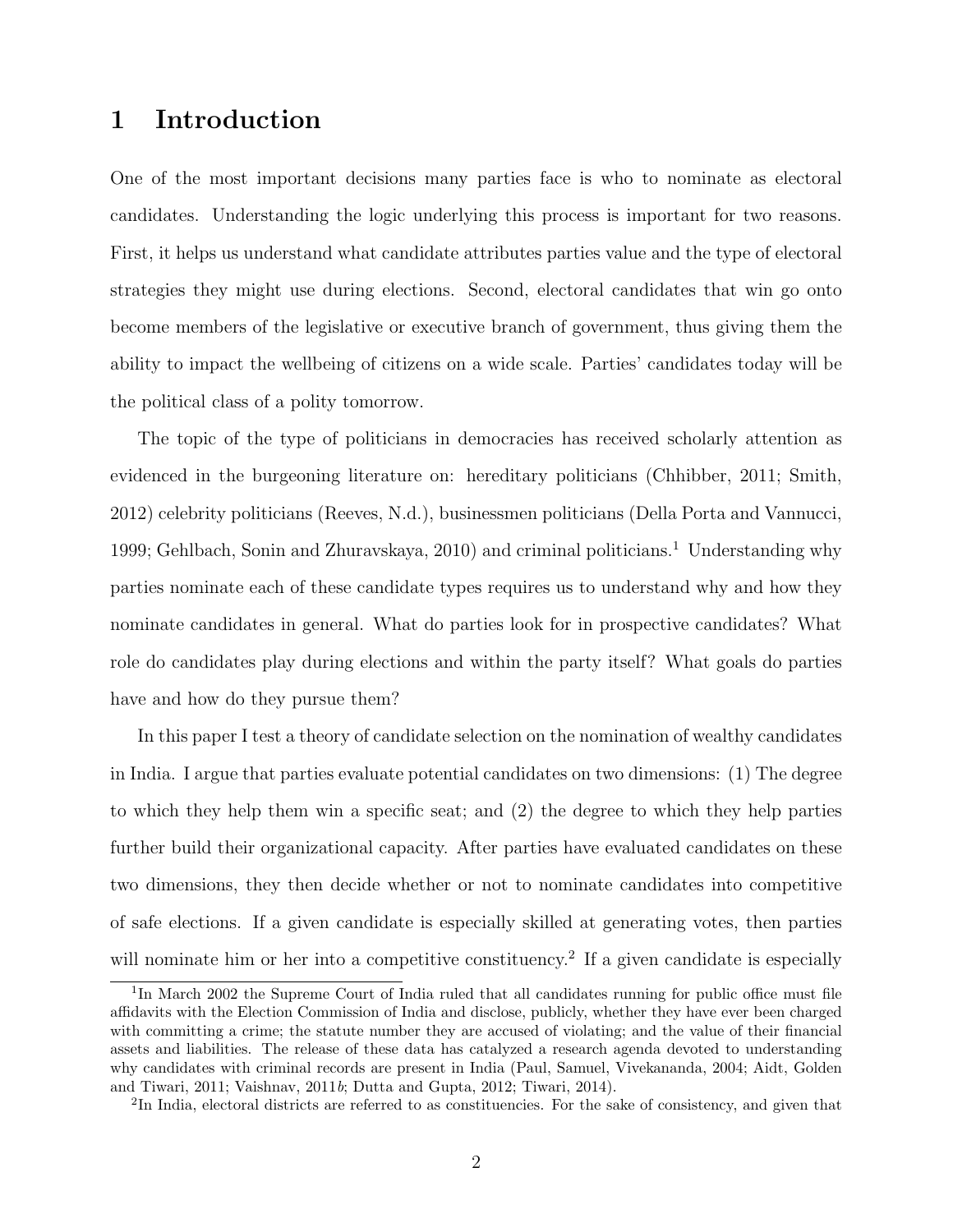# 1 Introduction

One of the most important decisions many parties face is who to nominate as electoral candidates. Understanding the logic underlying this process is important for two reasons. First, it helps us understand what candidate attributes parties value and the type of electoral strategies they might use during elections. Second, electoral candidates that win go onto become members of the legislative or executive branch of government, thus giving them the ability to impact the wellbeing of citizens on a wide scale. Parties' candidates today will be the political class of a polity tomorrow.

The topic of the type of politicians in democracies has received scholarly attention as evidenced in the burgeoning literature on: hereditary politicians (Chhibber, 2011; Smith, 2012) celebrity politicians (Reeves, N.d.), businessmen politicians (Della Porta and Vannucci, 1999; Gehlbach, Sonin and Zhuravskaya, 2010) and criminal politicians.[1] Understanding why parties nominate each of these candidate types requires us to understand why and how they nominate candidates in general. What do parties look for in prospective candidates? What role do candidates play during elections and within the party itself? What goals do parties have and how do they pursue them?

In this paper I test a theory of candidate selection on the nomination of wealthy candidates in India. I argue that parties evaluate potential candidates on two dimensions: (1) The degree to which they help them win a specific seat; and (2) the degree to which they help parties further build their organizational capacity. After parties have evaluated candidates on these two dimensions, they then decide whether or not to nominate candidates into competitive of safe elections. If a given candidate is especially skilled at generating votes, then parties will nominate him or her into a competitive constituency.[2] If a given candidate is especially

[1] In March 2002 the Supreme Court of India ruled that all candidates running for public office must file affidavits with the Election Commission of India and disclose, publicly, whether they have ever been charged with committing a crime; the statute number they are accused of violating; and the value of their financial assets and liabilities. The release of these data has catalyzed a research agenda devoted to understanding why candidates with criminal records are present in India (Paul, Samuel, Vivekananda, 2004; Aidt, Golden and Tiwari, 2011; Vaishnav, 2011*b*; Dutta and Gupta, 2012; Tiwari, 2014).

[2] In India, electoral districts are referred to as constituencies. For the sake of consistency, and given that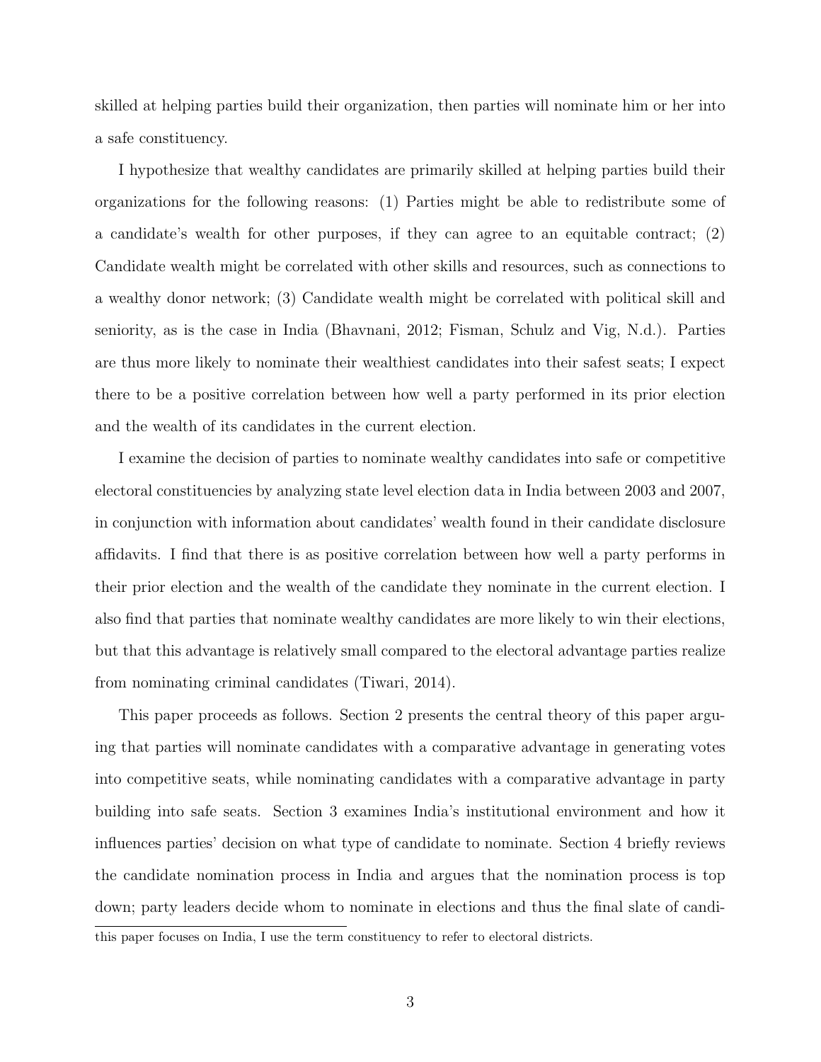skilled at helping parties build their organization, then parties will nominate him or her into a safe constituency.

I hypothesize that wealthy candidates are primarily skilled at helping parties build their organizations for the following reasons: (1) Parties might be able to redistribute some of a candidate's wealth for other purposes, if they can agree to an equitable contract; (2) Candidate wealth might be correlated with other skills and resources, such as connections to a wealthy donor network; (3) Candidate wealth might be correlated with political skill and seniority, as is the case in India (Bhavnani, 2012; Fisman, Schulz and Vig, N.d.). Parties are thus more likely to nominate their wealthiest candidates into their safest seats; I expect there to be a positive correlation between how well a party performed in its prior election and the wealth of its candidates in the current election.

I examine the decision of parties to nominate wealthy candidates into safe or competitive electoral constituencies by analyzing state level election data in India between 2003 and 2007, in conjunction with information about candidates' wealth found in their candidate disclosure affidavits. I find that there is as positive correlation between how well a party performs in their prior election and the wealth of the candidate they nominate in the current election. I also find that parties that nominate wealthy candidates are more likely to win their elections, but that this advantage is relatively small compared to the electoral advantage parties realize from nominating criminal candidates (Tiwari, 2014).

This paper proceeds as follows. Section 2 presents the central theory of this paper arguing that parties will nominate candidates with a comparative advantage in generating votes into competitive seats, while nominating candidates with a comparative advantage in party building into safe seats. Section 3 examines India's institutional environment and how it influences parties' decision on what type of candidate to nominate. Section 4 briefly reviews the candidate nomination process in India and argues that the nomination process is top down; party leaders decide whom to nominate in elections and thus the final slate of candi-

this paper focuses on India, I use the term constituency to refer to electoral districts.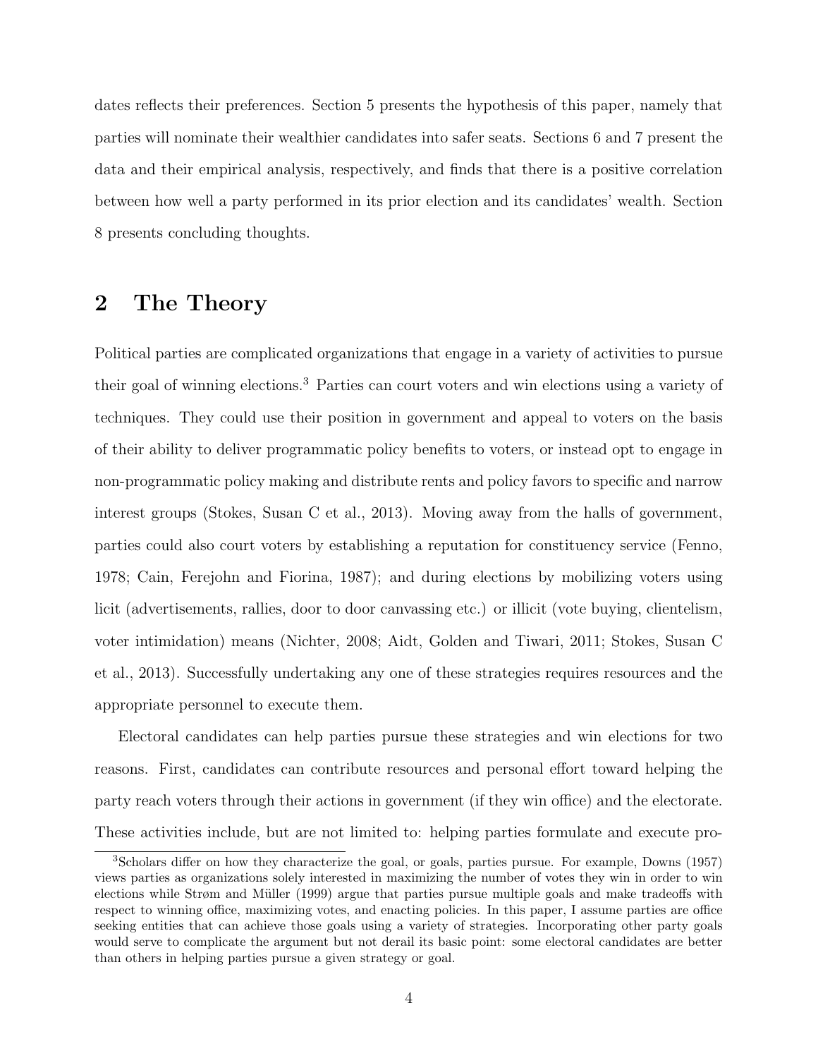dates reflects their preferences. Section 5 presents the hypothesis of this paper, namely that parties will nominate their wealthier candidates into safer seats. Sections 6 and 7 present the data and their empirical analysis, respectively, and finds that there is a positive correlation between how well a party performed in its prior election and its candidates' wealth. Section 8 presents concluding thoughts.

## 2 The Theory

Political parties are complicated organizations that engage in a variety of activities to pursue their goal of winning elections.[3] Parties can court voters and win elections using a variety of techniques. They could use their position in government and appeal to voters on the basis of their ability to deliver programmatic policy benefits to voters, or instead opt to engage in non-programmatic policy making and distribute rents and policy favors to specific and narrow interest groups (Stokes, Susan C et al., 2013). Moving away from the halls of government, parties could also court voters by establishing a reputation for constituency service (Fenno, 1978; Cain, Ferejohn and Fiorina, 1987); and during elections by mobilizing voters using licit (advertisements, rallies, door to door canvassing etc.) or illicit (vote buying, clientelism, voter intimidation) means (Nichter, 2008; Aidt, Golden and Tiwari, 2011; Stokes, Susan C et al., 2013). Successfully undertaking any one of these strategies requires resources and the appropriate personnel to execute them.

Electoral candidates can help parties pursue these strategies and win elections for two reasons. First, candidates can contribute resources and personal effort toward helping the party reach voters through their actions in government (if they win office) and the electorate. These activities include, but are not limited to: helping parties formulate and execute pro-

[3] Scholars differ on how they characterize the goal, or goals, parties pursue. For example, Downs (1957) views parties as organizations solely interested in maximizing the number of votes they win in order to win elections while Strøm and Müller (1999) argue that parties pursue multiple goals and make tradeoffs with respect to winning office, maximizing votes, and enacting policies. In this paper, I assume parties are office seeking entities that can achieve those goals using a variety of strategies. Incorporating other party goals would serve to complicate the argument but not derail its basic point: some electoral candidates are better than others in helping parties pursue a given strategy or goal.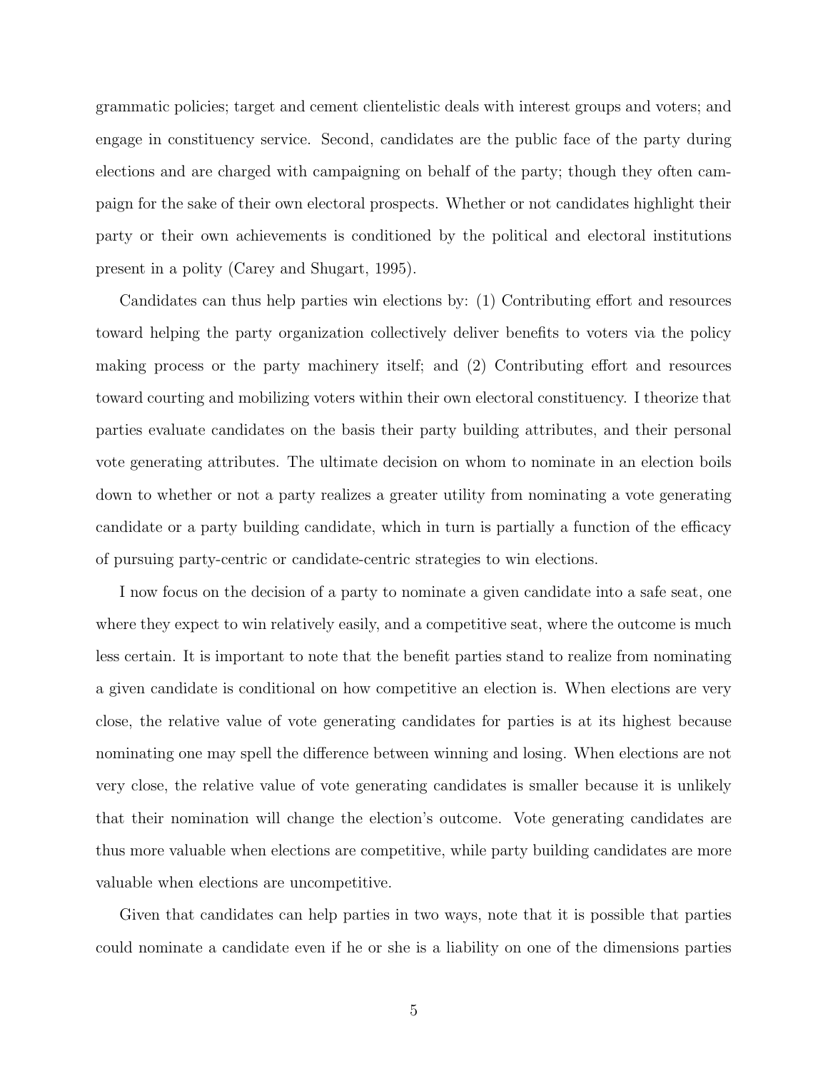grammatic policies; target and cement clientelistic deals with interest groups and voters; and engage in constituency service. Second, candidates are the public face of the party during elections and are charged with campaigning on behalf of the party; though they often campaign for the sake of their own electoral prospects. Whether or not candidates highlight their party or their own achievements is conditioned by the political and electoral institutions present in a polity (Carey and Shugart, 1995).

Candidates can thus help parties win elections by: (1) Contributing effort and resources toward helping the party organization collectively deliver benefits to voters via the policy making process or the party machinery itself; and (2) Contributing effort and resources toward courting and mobilizing voters within their own electoral constituency. I theorize that parties evaluate candidates on the basis their party building attributes, and their personal vote generating attributes. The ultimate decision on whom to nominate in an election boils down to whether or not a party realizes a greater utility from nominating a vote generating candidate or a party building candidate, which in turn is partially a function of the efficacy of pursuing party-centric or candidate-centric strategies to win elections.

I now focus on the decision of a party to nominate a given candidate into a safe seat, one where they expect to win relatively easily, and a competitive seat, where the outcome is much less certain. It is important to note that the benefit parties stand to realize from nominating a given candidate is conditional on how competitive an election is. When elections are very close, the relative value of vote generating candidates for parties is at its highest because nominating one may spell the difference between winning and losing. When elections are not very close, the relative value of vote generating candidates is smaller because it is unlikely that their nomination will change the election's outcome. Vote generating candidates are thus more valuable when elections are competitive, while party building candidates are more valuable when elections are uncompetitive.

Given that candidates can help parties in two ways, note that it is possible that parties could nominate a candidate even if he or she is a liability on one of the dimensions parties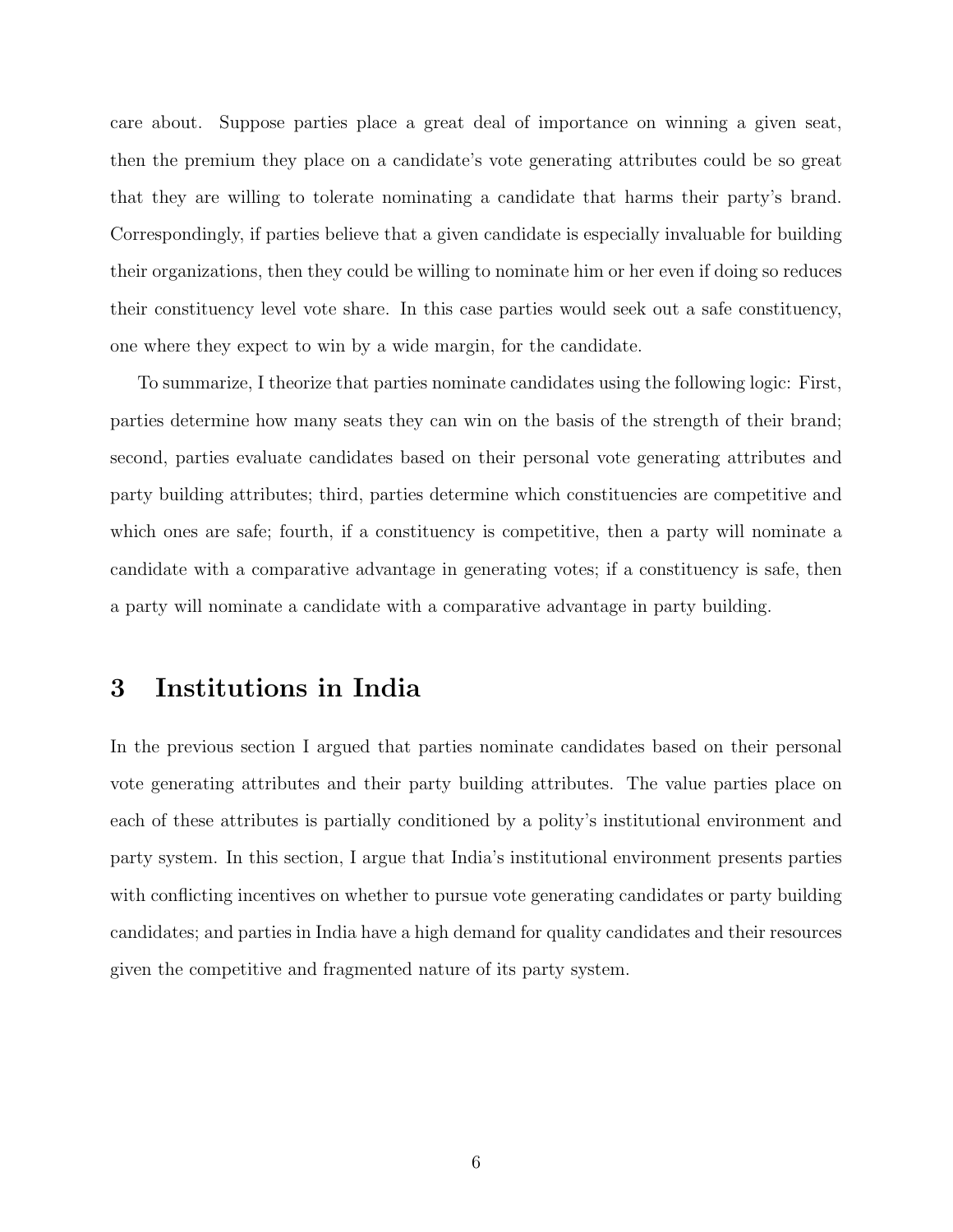care about. Suppose parties place a great deal of importance on winning a given seat, then the premium they place on a candidate's vote generating attributes could be so great that they are willing to tolerate nominating a candidate that harms their party's brand. Correspondingly, if parties believe that a given candidate is especially invaluable for building their organizations, then they could be willing to nominate him or her even if doing so reduces their constituency level vote share. In this case parties would seek out a safe constituency, one where they expect to win by a wide margin, for the candidate.

To summarize, I theorize that parties nominate candidates using the following logic: First, parties determine how many seats they can win on the basis of the strength of their brand; second, parties evaluate candidates based on their personal vote generating attributes and party building attributes; third, parties determine which constituencies are competitive and which ones are safe; fourth, if a constituency is competitive, then a party will nominate a candidate with a comparative advantage in generating votes; if a constituency is safe, then a party will nominate a candidate with a comparative advantage in party building.

## 3 Institutions in India

In the previous section I argued that parties nominate candidates based on their personal vote generating attributes and their party building attributes. The value parties place on each of these attributes is partially conditioned by a polity's institutional environment and party system. In this section, I argue that India's institutional environment presents parties with conflicting incentives on whether to pursue vote generating candidates or party building candidates; and parties in India have a high demand for quality candidates and their resources given the competitive and fragmented nature of its party system.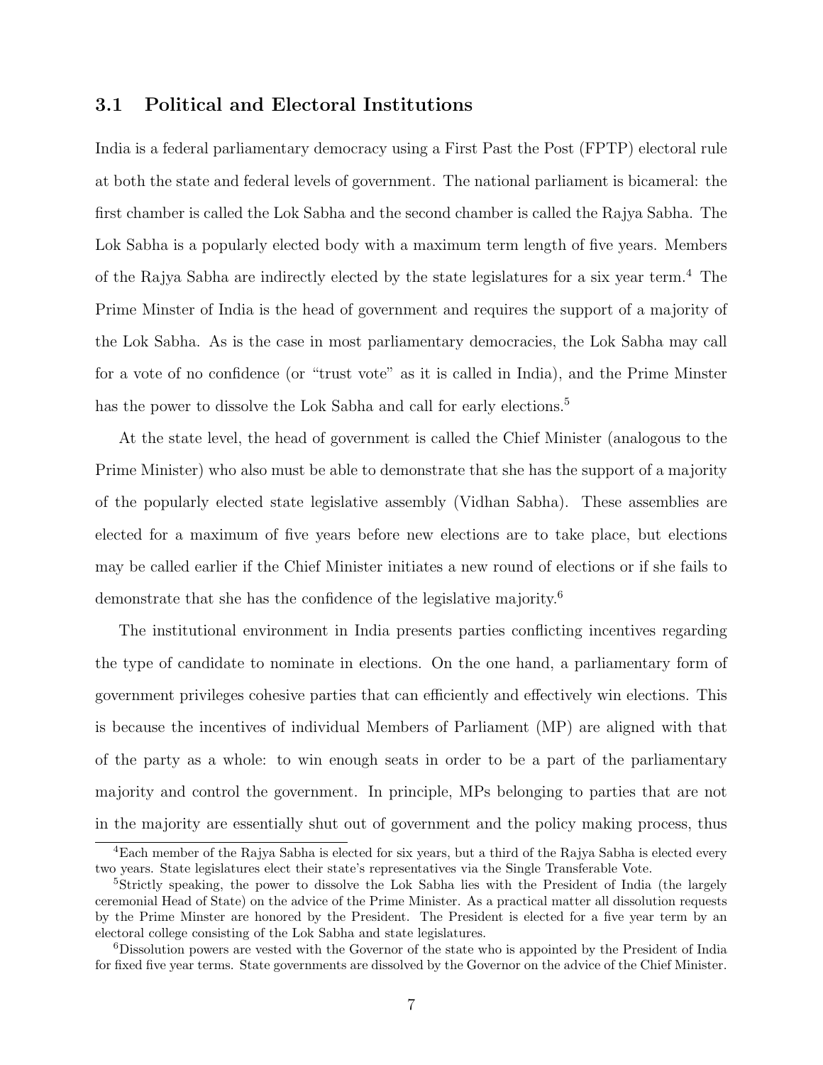### 3.1 Political and Electoral Institutions

India is a federal parliamentary democracy using a First Past the Post (FPTP) electoral rule at both the state and federal levels of government. The national parliament is bicameral: the first chamber is called the Lok Sabha and the second chamber is called the Rajya Sabha. The Lok Sabha is a popularly elected body with a maximum term length of five years. Members of the Rajya Sabha are indirectly elected by the state legislatures for a six year term.[4] The Prime Minster of India is the head of government and requires the support of a majority of the Lok Sabha. As is the case in most parliamentary democracies, the Lok Sabha may call for a vote of no confidence (or "trust vote" as it is called in India), and the Prime Minster has the power to dissolve the Lok Sabha and call for early elections.[5]

At the state level, the head of government is called the Chief Minister (analogous to the Prime Minister) who also must be able to demonstrate that she has the support of a majority of the popularly elected state legislative assembly (Vidhan Sabha). These assemblies are elected for a maximum of five years before new elections are to take place, but elections may be called earlier if the Chief Minister initiates a new round of elections or if she fails to demonstrate that she has the confidence of the legislative majority.[6]

The institutional environment in India presents parties conflicting incentives regarding the type of candidate to nominate in elections. On the one hand, a parliamentary form of government privileges cohesive parties that can efficiently and effectively win elections. This is because the incentives of individual Members of Parliament (MP) are aligned with that of the party as a whole: to win enough seats in order to be a part of the parliamentary majority and control the government. In principle, MPs belonging to parties that are not in the majority are essentially shut out of government and the policy making process, thus

[4] Each member of the Rajya Sabha is elected for six years, but a third of the Rajya Sabha is elected every two years. State legislatures elect their state's representatives via the Single Transferable Vote.

[5] Strictly speaking, the power to dissolve the Lok Sabha lies with the President of India (the largely ceremonial Head of State) on the advice of the Prime Minister. As a practical matter all dissolution requests by the Prime Minster are honored by the President. The President is elected for a five year term by an electoral college consisting of the Lok Sabha and state legislatures.

[6] Dissolution powers are vested with the Governor of the state who is appointed by the President of India for fixed five year terms. State governments are dissolved by the Governor on the advice of the Chief Minister.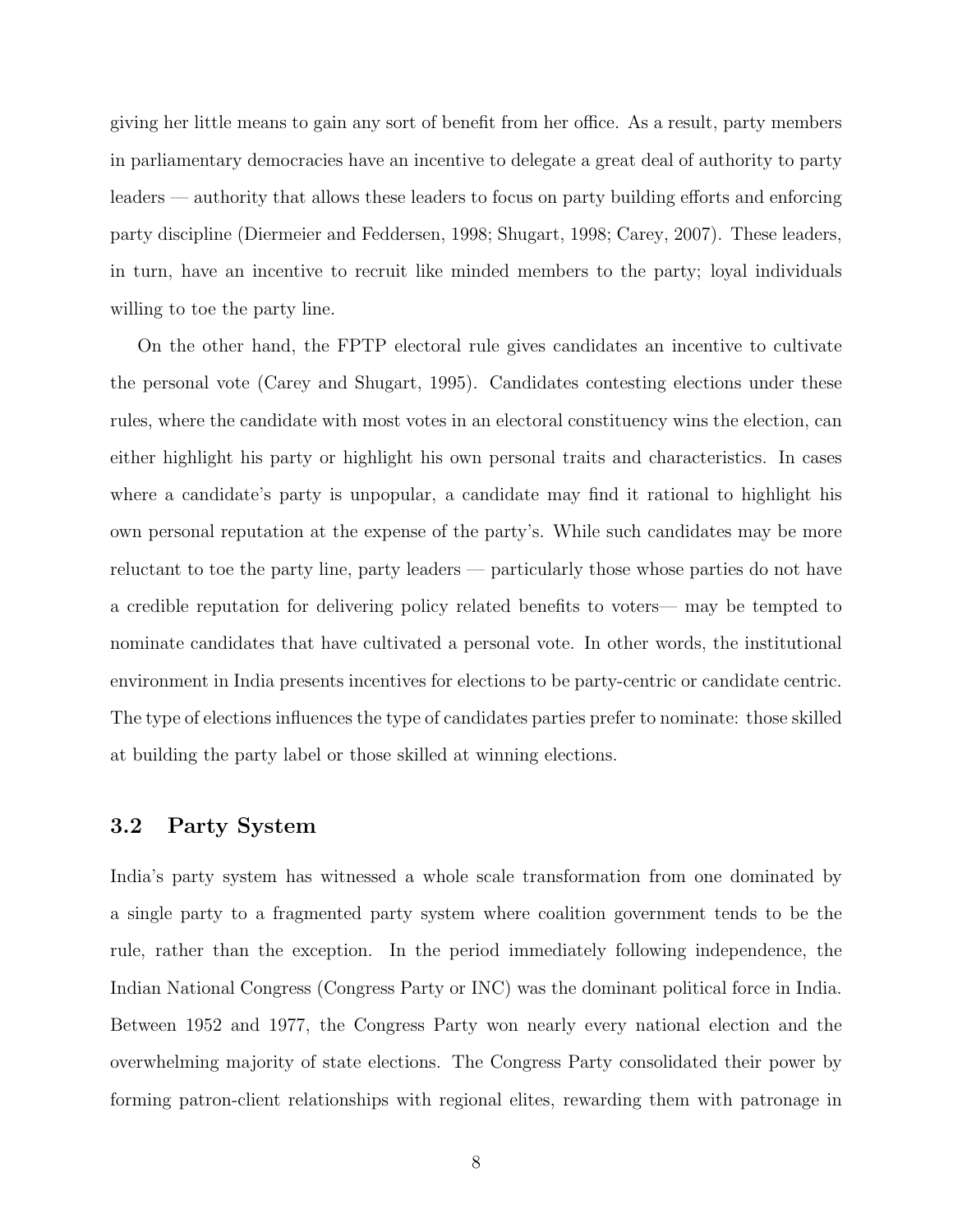giving her little means to gain any sort of benefit from her office. As a result, party members in parliamentary democracies have an incentive to delegate a great deal of authority to party leaders — authority that allows these leaders to focus on party building efforts and enforcing party discipline (Diermeier and Feddersen, 1998; Shugart, 1998; Carey, 2007). These leaders, in turn, have an incentive to recruit like minded members to the party; loyal individuals willing to toe the party line.

On the other hand, the FPTP electoral rule gives candidates an incentive to cultivate the personal vote (Carey and Shugart, 1995). Candidates contesting elections under these rules, where the candidate with most votes in an electoral constituency wins the election, can either highlight his party or highlight his own personal traits and characteristics. In cases where a candidate's party is unpopular, a candidate may find it rational to highlight his own personal reputation at the expense of the party's. While such candidates may be more reluctant to toe the party line, party leaders — particularly those whose parties do not have a credible reputation for delivering policy related benefits to voters— may be tempted to nominate candidates that have cultivated a personal vote. In other words, the institutional environment in India presents incentives for elections to be party-centric or candidate centric. The type of elections influences the type of candidates parties prefer to nominate: those skilled at building the party label or those skilled at winning elections.

## 3.2 Party System

India's party system has witnessed a whole scale transformation from one dominated by a single party to a fragmented party system where coalition government tends to be the rule, rather than the exception. In the period immediately following independence, the Indian National Congress (Congress Party or INC) was the dominant political force in India. Between 1952 and 1977, the Congress Party won nearly every national election and the overwhelming majority of state elections. The Congress Party consolidated their power by forming patron-client relationships with regional elites, rewarding them with patronage in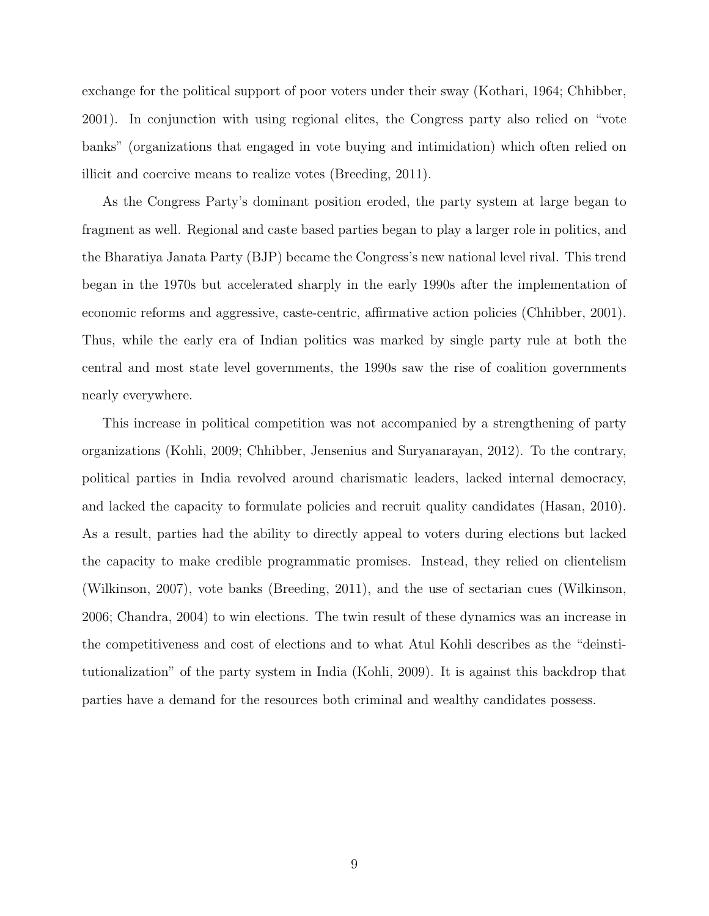exchange for the political support of poor voters under their sway (Kothari, 1964; Chhibber, 2001). In conjunction with using regional elites, the Congress party also relied on "vote banks" (organizations that engaged in vote buying and intimidation) which often relied on illicit and coercive means to realize votes (Breeding, 2011).

As the Congress Party's dominant position eroded, the party system at large began to fragment as well. Regional and caste based parties began to play a larger role in politics, and the Bharatiya Janata Party (BJP) became the Congress's new national level rival. This trend began in the 1970s but accelerated sharply in the early 1990s after the implementation of economic reforms and aggressive, caste-centric, affirmative action policies (Chhibber, 2001). Thus, while the early era of Indian politics was marked by single party rule at both the central and most state level governments, the 1990s saw the rise of coalition governments nearly everywhere.

This increase in political competition was not accompanied by a strengthening of party organizations (Kohli, 2009; Chhibber, Jensenius and Suryanarayan, 2012). To the contrary, political parties in India revolved around charismatic leaders, lacked internal democracy, and lacked the capacity to formulate policies and recruit quality candidates (Hasan, 2010). As a result, parties had the ability to directly appeal to voters during elections but lacked the capacity to make credible programmatic promises. Instead, they relied on clientelism (Wilkinson, 2007), vote banks (Breeding, 2011), and the use of sectarian cues (Wilkinson, 2006; Chandra, 2004) to win elections. The twin result of these dynamics was an increase in the competitiveness and cost of elections and to what Atul Kohli describes as the "deinstitutionalization" of the party system in India (Kohli, 2009). It is against this backdrop that parties have a demand for the resources both criminal and wealthy candidates possess.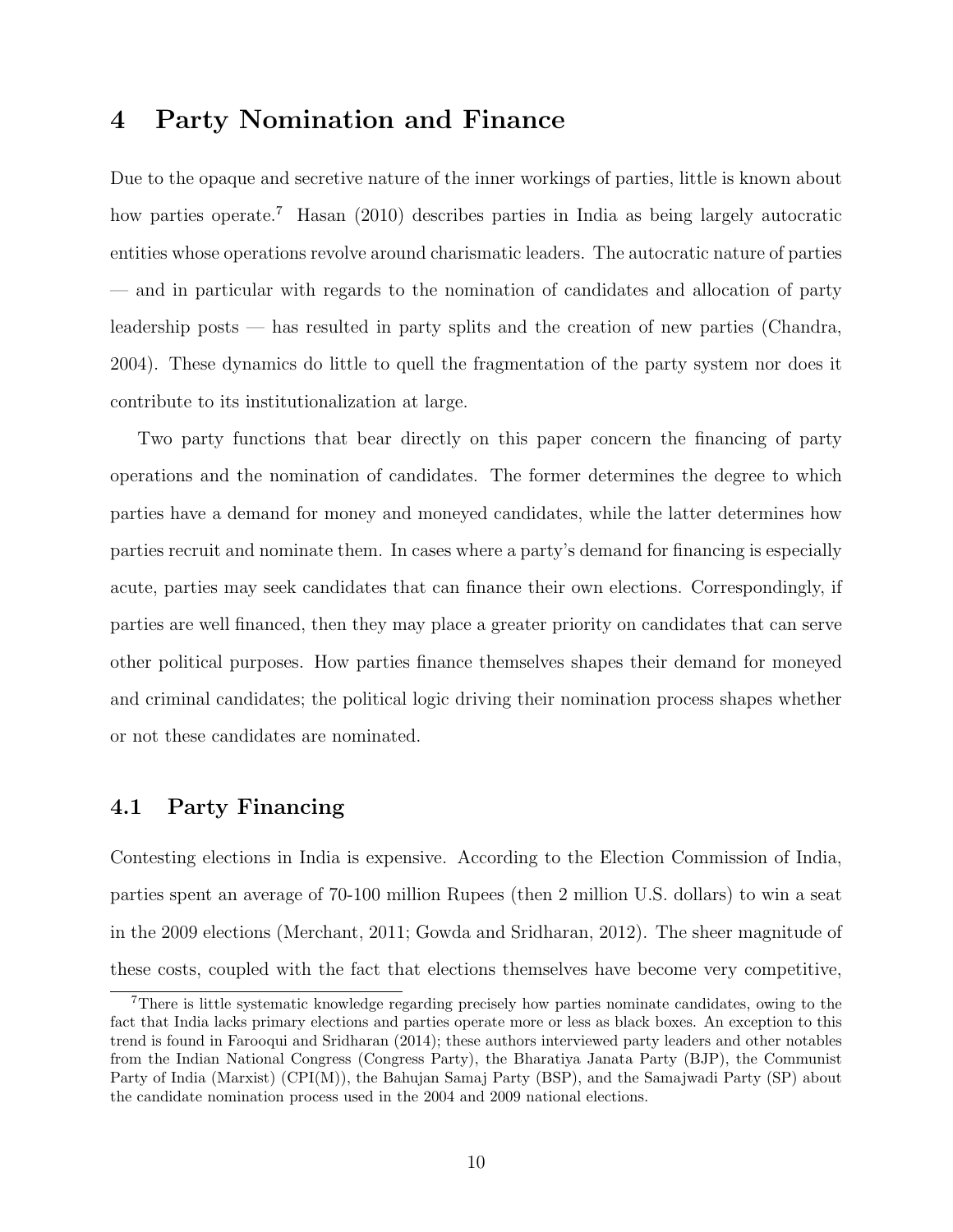# 4 Party Nomination and Finance

Due to the opaque and secretive nature of the inner workings of parties, little is known about how parties operate.[7] Hasan (2010) describes parties in India as being largely autocratic entities whose operations revolve around charismatic leaders. The autocratic nature of parties — and in particular with regards to the nomination of candidates and allocation of party leadership posts — has resulted in party splits and the creation of new parties (Chandra, 2004). These dynamics do little to quell the fragmentation of the party system nor does it contribute to its institutionalization at large.

Two party functions that bear directly on this paper concern the financing of party operations and the nomination of candidates. The former determines the degree to which parties have a demand for money and moneyed candidates, while the latter determines how parties recruit and nominate them. In cases where a party's demand for financing is especially acute, parties may seek candidates that can finance their own elections. Correspondingly, if parties are well financed, then they may place a greater priority on candidates that can serve other political purposes. How parties finance themselves shapes their demand for moneyed and criminal candidates; the political logic driving their nomination process shapes whether or not these candidates are nominated.

## 4.1 Party Financing

Contesting elections in India is expensive. According to the Election Commission of India, parties spent an average of 70-100 million Rupees (then 2 million U.S. dollars) to win a seat in the 2009 elections (Merchant, 2011; Gowda and Sridharan, 2012). The sheer magnitude of these costs, coupled with the fact that elections themselves have become very competitive,

[7] There is little systematic knowledge regarding precisely how parties nominate candidates, owing to the fact that India lacks primary elections and parties operate more or less as black boxes. An exception to this trend is found in Farooqui and Sridharan (2014); these authors interviewed party leaders and other notables from the Indian National Congress (Congress Party), the Bharatiya Janata Party (BJP), the Communist Party of India (Marxist) (CPI(M)), the Bahujan Samaj Party (BSP), and the Samajwadi Party (SP) about the candidate nomination process used in the 2004 and 2009 national elections.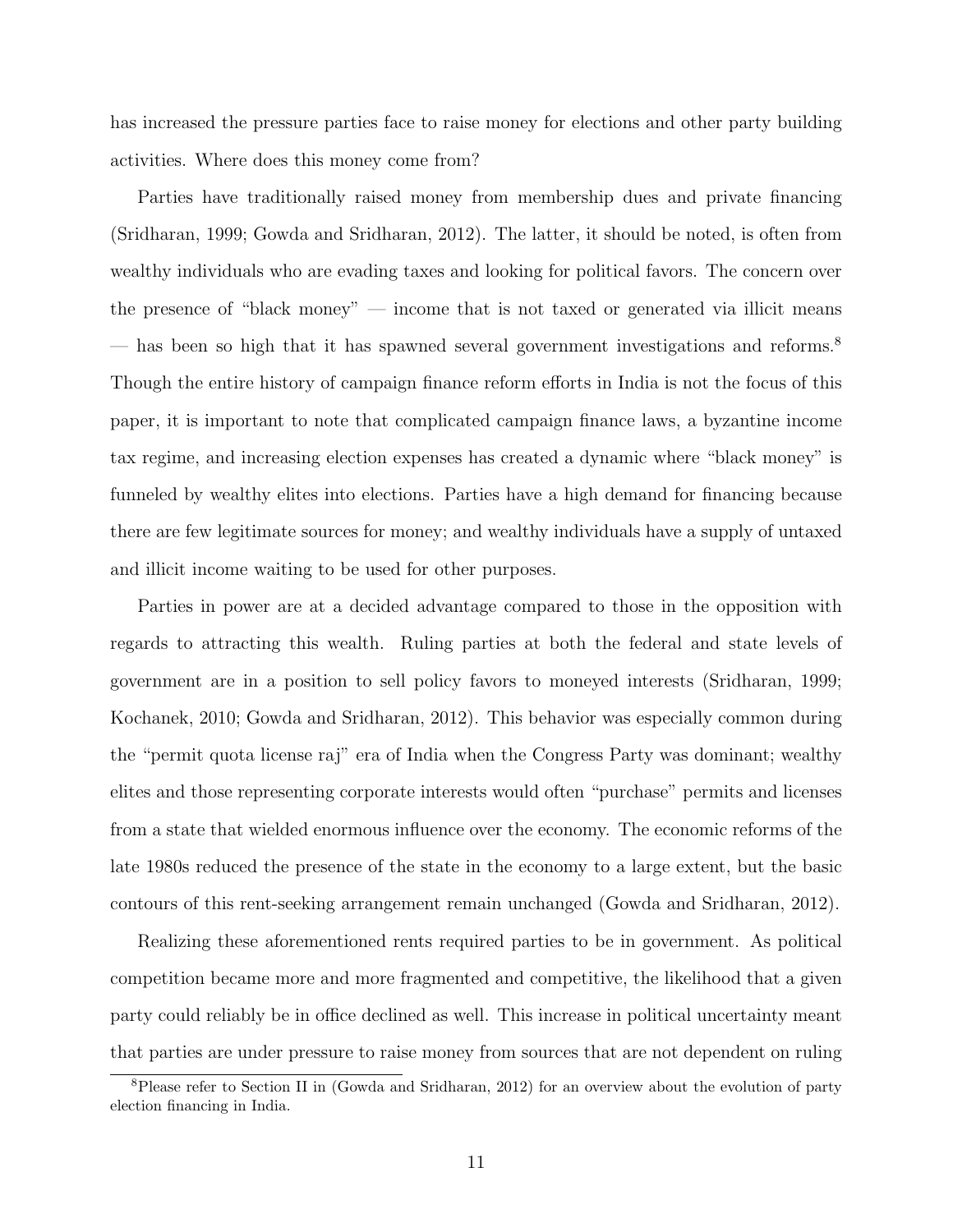has increased the pressure parties face to raise money for elections and other party building activities. Where does this money come from?

Parties have traditionally raised money from membership dues and private financing (Sridharan, 1999; Gowda and Sridharan, 2012). The latter, it should be noted, is often from wealthy individuals who are evading taxes and looking for political favors. The concern over the presence of "black money" — income that is not taxed or generated via illicit means — has been so high that it has spawned several government investigations and reforms.[8] Though the entire history of campaign finance reform efforts in India is not the focus of this paper, it is important to note that complicated campaign finance laws, a byzantine income tax regime, and increasing election expenses has created a dynamic where "black money" is funneled by wealthy elites into elections. Parties have a high demand for financing because there are few legitimate sources for money; and wealthy individuals have a supply of untaxed and illicit income waiting to be used for other purposes.

Parties in power are at a decided advantage compared to those in the opposition with regards to attracting this wealth. Ruling parties at both the federal and state levels of government are in a position to sell policy favors to moneyed interests (Sridharan, 1999; Kochanek, 2010; Gowda and Sridharan, 2012). This behavior was especially common during the "permit quota license raj" era of India when the Congress Party was dominant; wealthy elites and those representing corporate interests would often "purchase" permits and licenses from a state that wielded enormous influence over the economy. The economic reforms of the late 1980s reduced the presence of the state in the economy to a large extent, but the basic contours of this rent-seeking arrangement remain unchanged (Gowda and Sridharan, 2012).

Realizing these aforementioned rents required parties to be in government. As political competition became more and more fragmented and competitive, the likelihood that a given party could reliably be in office declined as well. This increase in political uncertainty meant that parties are under pressure to raise money from sources that are not dependent on ruling

[8] Please refer to Section II in (Gowda and Sridharan, 2012) for an overview about the evolution of party election financing in India.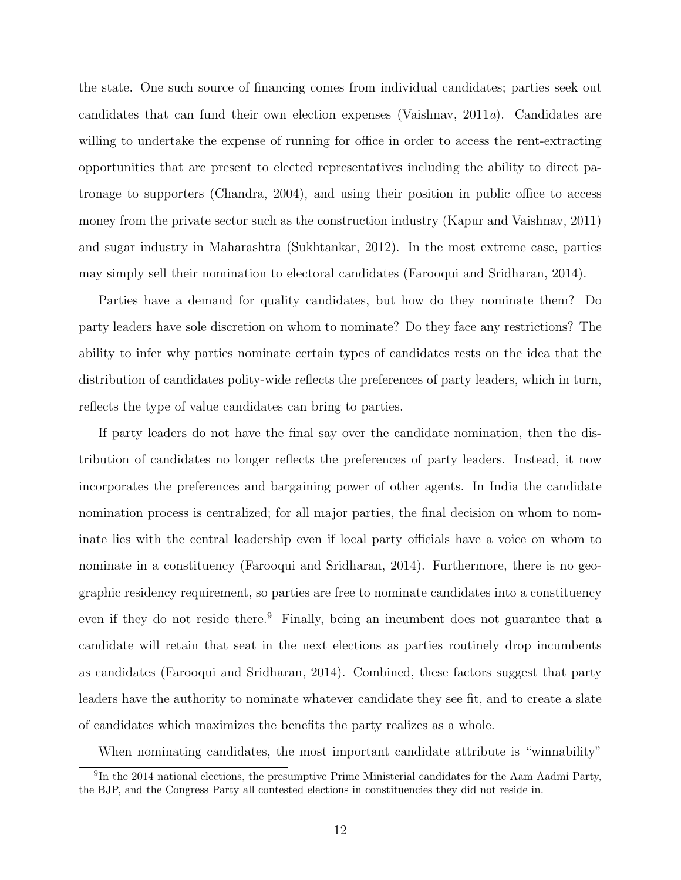the state. One such source of financing comes from individual candidates; parties seek out candidates that can fund their own election expenses (Vaishnav, 2011*a*). Candidates are willing to undertake the expense of running for office in order to access the rent-extracting opportunities that are present to elected representatives including the ability to direct patronage to supporters (Chandra, 2004), and using their position in public office to access money from the private sector such as the construction industry (Kapur and Vaishnav, 2011) and sugar industry in Maharashtra (Sukhtankar, 2012). In the most extreme case, parties may simply sell their nomination to electoral candidates (Farooqui and Sridharan, 2014).

Parties have a demand for quality candidates, but how do they nominate them? Do party leaders have sole discretion on whom to nominate? Do they face any restrictions? The ability to infer why parties nominate certain types of candidates rests on the idea that the distribution of candidates polity-wide reflects the preferences of party leaders, which in turn, reflects the type of value candidates can bring to parties.

If party leaders do not have the final say over the candidate nomination, then the distribution of candidates no longer reflects the preferences of party leaders. Instead, it now incorporates the preferences and bargaining power of other agents. In India the candidate nomination process is centralized; for all major parties, the final decision on whom to nominate lies with the central leadership even if local party officials have a voice on whom to nominate in a constituency (Farooqui and Sridharan, 2014). Furthermore, there is no geographic residency requirement, so parties are free to nominate candidates into a constituency even if they do not reside there.[9] Finally, being an incumbent does not guarantee that a candidate will retain that seat in the next elections as parties routinely drop incumbents as candidates (Farooqui and Sridharan, 2014). Combined, these factors suggest that party leaders have the authority to nominate whatever candidate they see fit, and to create a slate of candidates which maximizes the benefits the party realizes as a whole.

When nominating candidates, the most important candidate attribute is "winnability"

[9] In the 2014 national elections, the presumptive Prime Ministerial candidates for the Aam Aadmi Party, the BJP, and the Congress Party all contested elections in constituencies they did not reside in.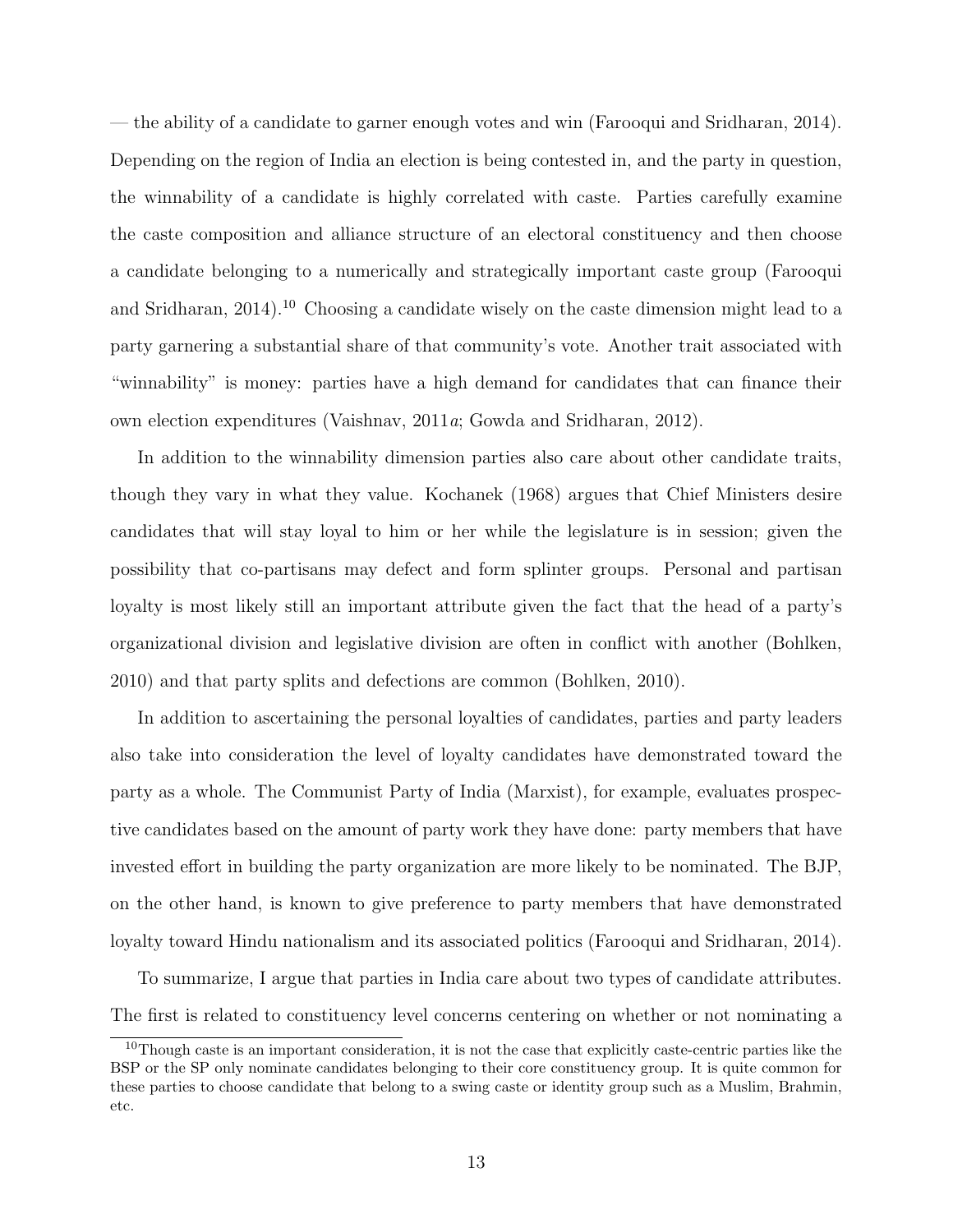— the ability of a candidate to garner enough votes and win (Farooqui and Sridharan, 2014). Depending on the region of India an election is being contested in, and the party in question, the winnability of a candidate is highly correlated with caste. Parties carefully examine the caste composition and alliance structure of an electoral constituency and then choose a candidate belonging to a numerically and strategically important caste group (Farooqui and Sridharan, 2014).[10] Choosing a candidate wisely on the caste dimension might lead to a party garnering a substantial share of that community's vote. Another trait associated with "winnability" is money: parties have a high demand for candidates that can finance their own election expenditures (Vaishnav, 2011*a*; Gowda and Sridharan, 2012).

In addition to the winnability dimension parties also care about other candidate traits, though they vary in what they value. Kochanek (1968) argues that Chief Ministers desire candidates that will stay loyal to him or her while the legislature is in session; given the possibility that co-partisans may defect and form splinter groups. Personal and partisan loyalty is most likely still an important attribute given the fact that the head of a party's organizational division and legislative division are often in conflict with another (Bohlken, 2010) and that party splits and defections are common (Bohlken, 2010).

In addition to ascertaining the personal loyalties of candidates, parties and party leaders also take into consideration the level of loyalty candidates have demonstrated toward the party as a whole. The Communist Party of India (Marxist), for example, evaluates prospective candidates based on the amount of party work they have done: party members that have invested effort in building the party organization are more likely to be nominated. The BJP, on the other hand, is known to give preference to party members that have demonstrated loyalty toward Hindu nationalism and its associated politics (Farooqui and Sridharan, 2014).

To summarize, I argue that parties in India care about two types of candidate attributes. The first is related to constituency level concerns centering on whether or not nominating a

[10] Though caste is an important consideration, it is not the case that explicitly caste-centric parties like the BSP or the SP only nominate candidates belonging to their core constituency group. It is quite common for these parties to choose candidate that belong to a swing caste or identity group such as a Muslim, Brahmin, etc.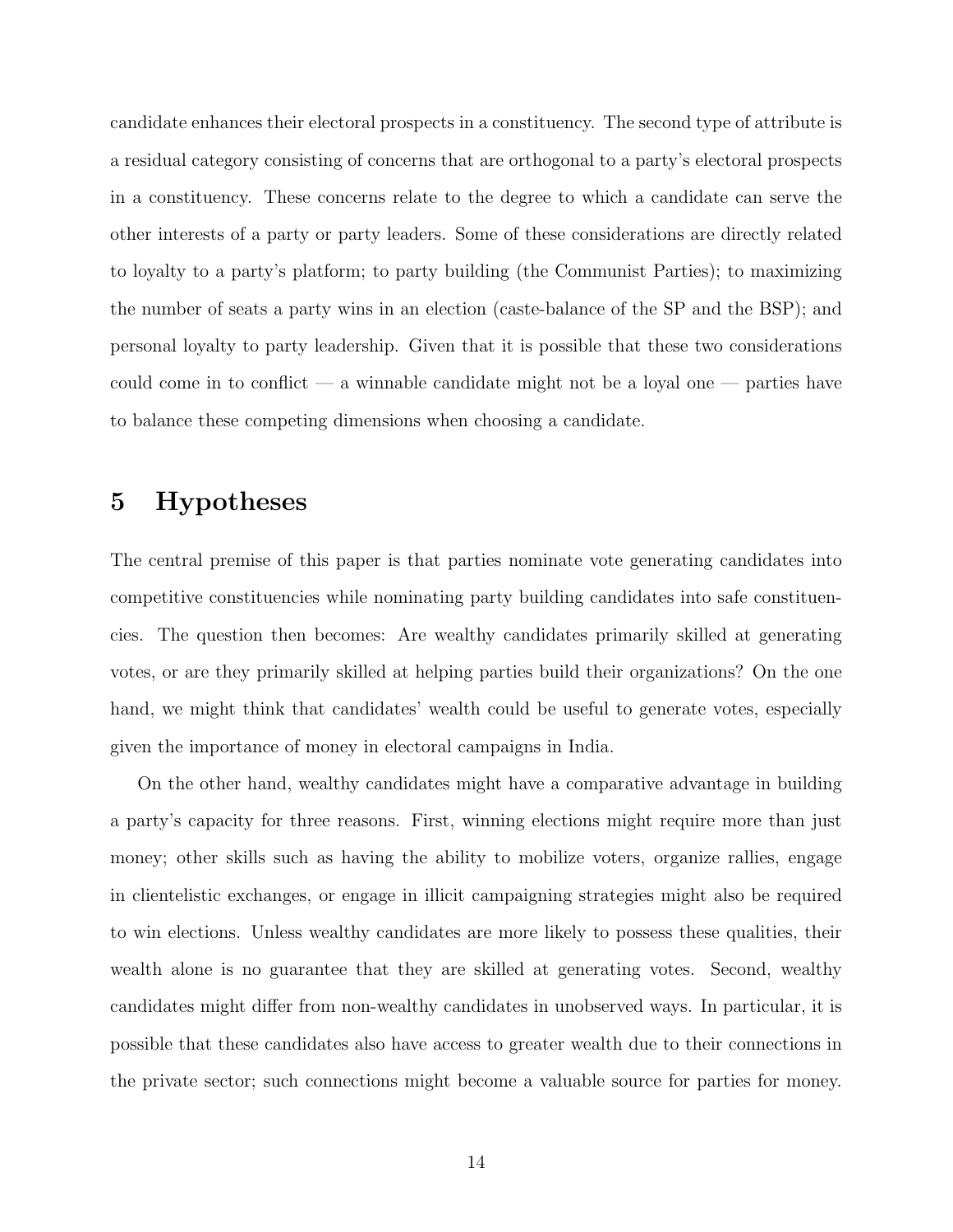candidate enhances their electoral prospects in a constituency. The second type of attribute is a residual category consisting of concerns that are orthogonal to a party's electoral prospects in a constituency. These concerns relate to the degree to which a candidate can serve the other interests of a party or party leaders. Some of these considerations are directly related to loyalty to a party's platform; to party building (the Communist Parties); to maximizing the number of seats a party wins in an election (caste-balance of the SP and the BSP); and personal loyalty to party leadership. Given that it is possible that these two considerations could come in to conflict — a winnable candidate might not be a loyal one — parties have to balance these competing dimensions when choosing a candidate.

## 5 Hypotheses

The central premise of this paper is that parties nominate vote generating candidates into competitive constituencies while nominating party building candidates into safe constituencies. The question then becomes: Are wealthy candidates primarily skilled at generating votes, or are they primarily skilled at helping parties build their organizations? On the one hand, we might think that candidates' wealth could be useful to generate votes, especially given the importance of money in electoral campaigns in India.

On the other hand, wealthy candidates might have a comparative advantage in building a party's capacity for three reasons. First, winning elections might require more than just money; other skills such as having the ability to mobilize voters, organize rallies, engage in clientelistic exchanges, or engage in illicit campaigning strategies might also be required to win elections. Unless wealthy candidates are more likely to possess these qualities, their wealth alone is no guarantee that they are skilled at generating votes. Second, wealthy candidates might differ from non-wealthy candidates in unobserved ways. In particular, it is possible that these candidates also have access to greater wealth due to their connections in the private sector; such connections might become a valuable source for parties for money.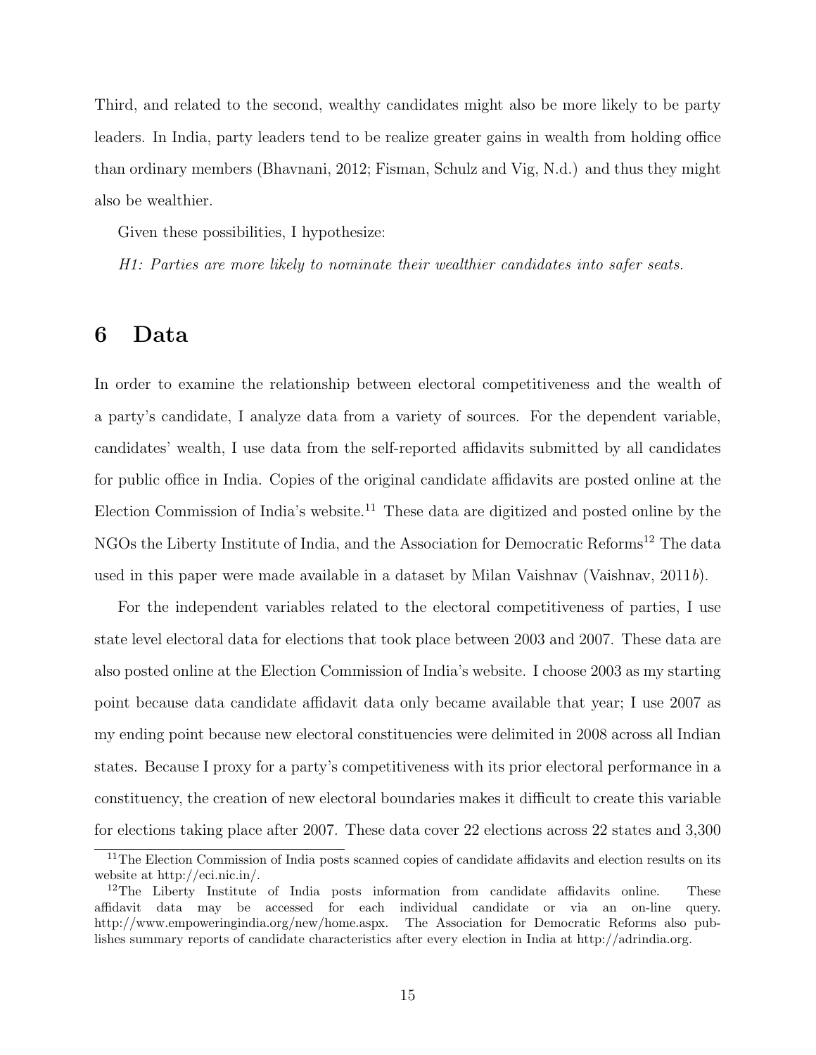Third, and related to the second, wealthy candidates might also be more likely to be party leaders. In India, party leaders tend to be realize greater gains in wealth from holding office than ordinary members (Bhavnani, 2012; Fisman, Schulz and Vig, N.d.) and thus they might also be wealthier.

Given these possibilities, I hypothesize:

*H1: Parties are more likely to nominate their wealthier candidates into safer seats.*

# 6 Data

In order to examine the relationship between electoral competitiveness and the wealth of a party's candidate, I analyze data from a variety of sources. For the dependent variable, candidates' wealth, I use data from the self-reported affidavits submitted by all candidates for public office in India. Copies of the original candidate affidavits are posted online at the Election Commission of India's website.[11] These data are digitized and posted online by the NGOs the Liberty Institute of India, and the Association for Democratic Reforms[12] The data used in this paper were made available in a dataset by Milan Vaishnav (Vaishnav, 2011*b*).

For the independent variables related to the electoral competitiveness of parties, I use state level electoral data for elections that took place between 2003 and 2007. These data are also posted online at the Election Commission of India's website. I choose 2003 as my starting point because data candidate affidavit data only became available that year; I use 2007 as my ending point because new electoral constituencies were delimited in 2008 across all Indian states. Because I proxy for a party's competitiveness with its prior electoral performance in a constituency, the creation of new electoral boundaries makes it difficult to create this variable for elections taking place after 2007. These data cover 22 elections across 22 states and 3,300

[11] The Election Commission of India posts scanned copies of candidate affidavits and election results on its website at http://eci.nic.in/.

[12] The Liberty Institute of India posts information from candidate affidavits online. These affidavit data may be accessed for each individual candidate or via an on-line query. http://www.empoweringindia.org/new/home.aspx. The Association for Democratic Reforms also publishes summary reports of candidate characteristics after every election in India at http://adrindia.org.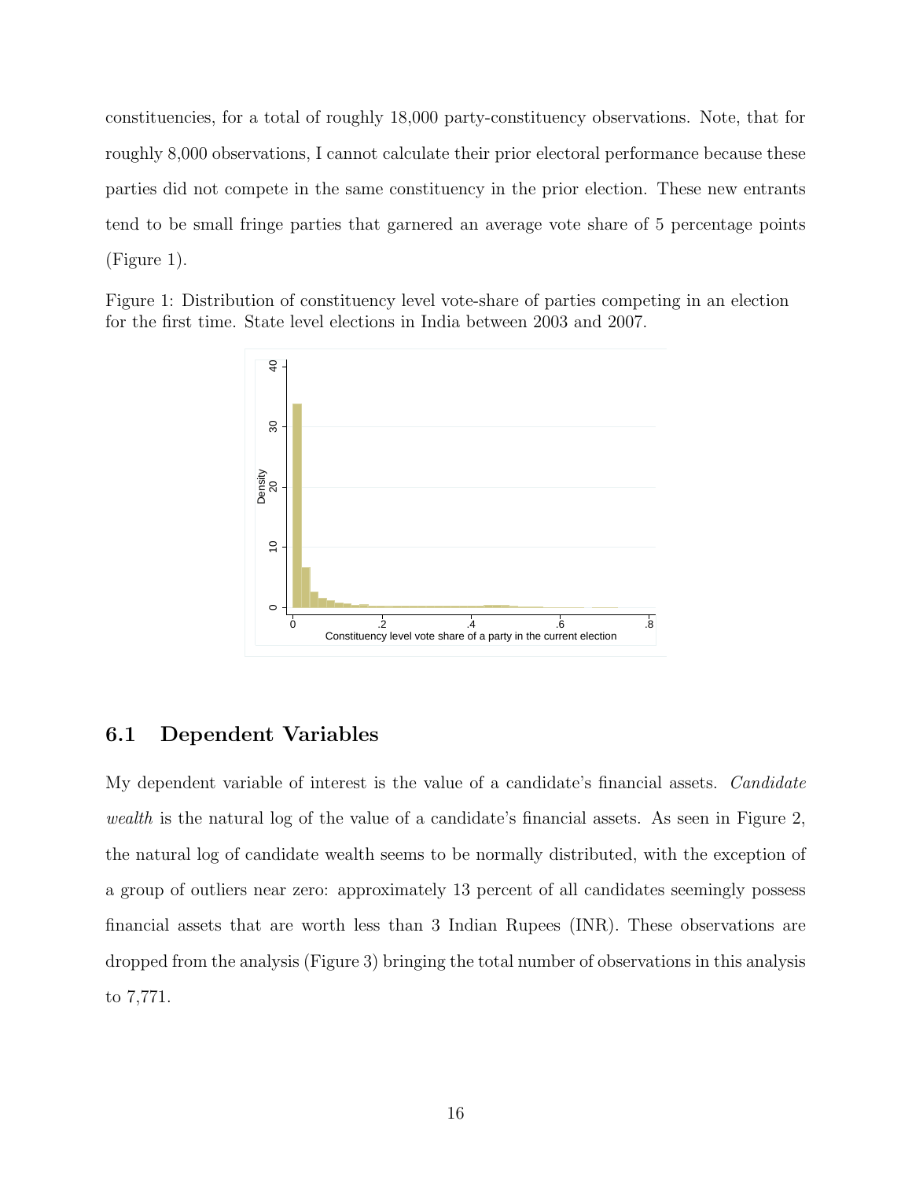constituencies, for a total of roughly 18,000 party-constituency observations. Note, that for roughly 8,000 observations, I cannot calculate their prior electoral performance because these parties did not compete in the same constituency in the prior election. These new entrants tend to be small fringe parties that garnered an average vote share of 5 percentage points (Figure 1).

Figure 1: Distribution of constituency level vote-share of parties competing in an election for the first time. State level elections in India between 2003 and 2007.

## 6.1 Dependent Variables

My dependent variable of interest is the value of a candidate's financial assets. *Candidate wealth* is the natural log of the value of a candidate's financial assets. As seen in Figure 2, the natural log of candidate wealth seems to be normally distributed, with the exception of a group of outliers near zero: approximately 13 percent of all candidates seemingly possess financial assets that are worth less than 3 Indian Rupees (INR). These observations are dropped from the analysis (Figure 3) bringing the total number of observations in this analysis to 7,771.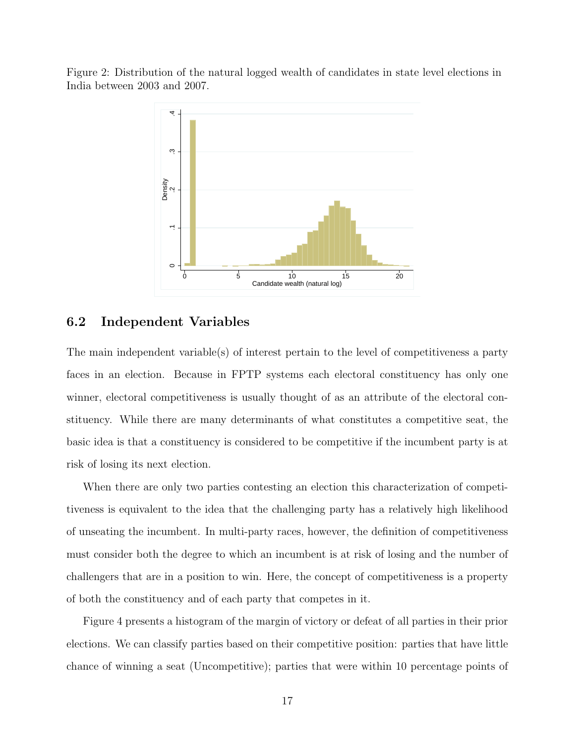Figure 2: Distribution of the natural logged wealth of candidates in state level elections in India between 2003 and 2007.

## 6.2 Independent Variables

The main independent variable(s) of interest pertain to the level of competitiveness a party faces in an election. Because in FPTP systems each electoral constituency has only one winner, electoral competitiveness is usually thought of as an attribute of the electoral constituency. While there are many determinants of what constitutes a competitive seat, the basic idea is that a constituency is considered to be competitive if the incumbent party is at risk of losing its next election.

When there are only two parties contesting an election this characterization of competitiveness is equivalent to the idea that the challenging party has a relatively high likelihood of unseating the incumbent. In multi-party races, however, the definition of competitiveness must consider both the degree to which an incumbent is at risk of losing and the number of challengers that are in a position to win. Here, the concept of competitiveness is a property of both the constituency and of each party that competes in it.

Figure 4 presents a histogram of the margin of victory or defeat of all parties in their prior elections. We can classify parties based on their competitive position: parties that have little chance of winning a seat (Uncompetitive); parties that were within 10 percentage points of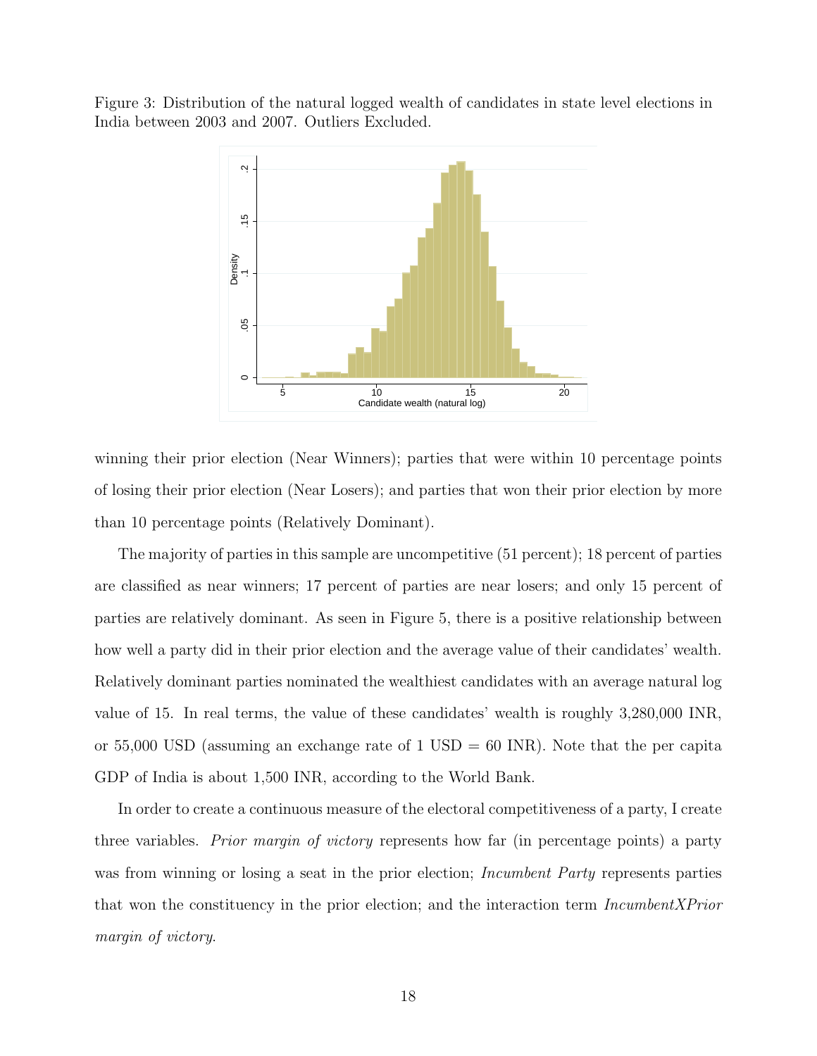Figure 3: Distribution of the natural logged wealth of candidates in state level elections in India between 2003 and 2007. Outliers Excluded.

winning their prior election (Near Winners); parties that were within 10 percentage points of losing their prior election (Near Losers); and parties that won their prior election by more than 10 percentage points (Relatively Dominant).

The majority of parties in this sample are uncompetitive (51 percent); 18 percent of parties are classified as near winners; 17 percent of parties are near losers; and only 15 percent of parties are relatively dominant. As seen in Figure 5, there is a positive relationship between how well a party did in their prior election and the average value of their candidates' wealth. Relatively dominant parties nominated the wealthiest candidates with an average natural log value of 15. In real terms, the value of these candidates' wealth is roughly 3,280,000 INR, or 55,000 USD (assuming an exchange rate of 1 USD = 60 INR). Note that the per capita GDP of India is about 1,500 INR, according to the World Bank.

In order to create a continuous measure of the electoral competitiveness of a party, I create three variables. *Prior margin of victory* represents how far (in percentage points) a party was from winning or losing a seat in the prior election; *Incumbent Party* represents parties that won the constituency in the prior election; and the interaction term *IncumbentXPrior margin of victory*.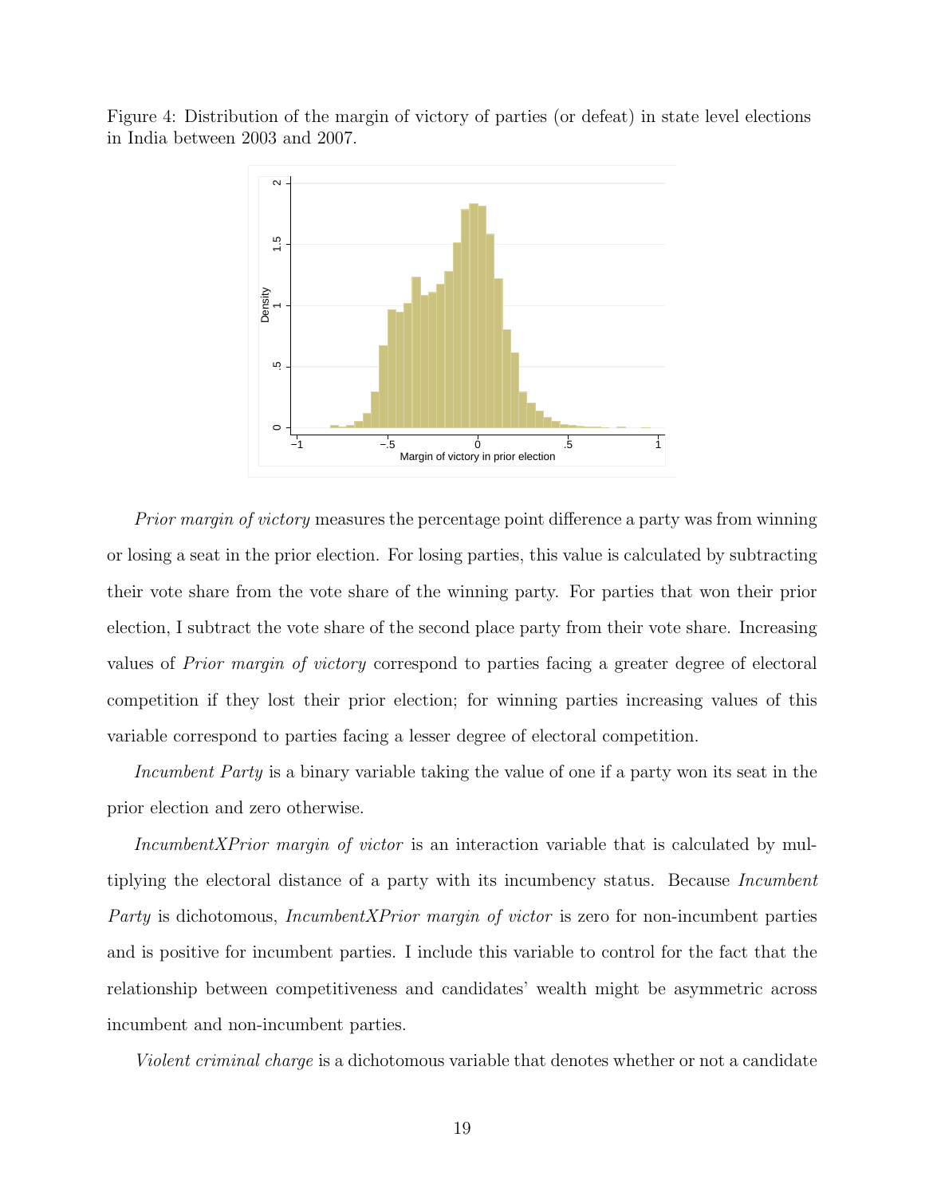Figure 4: Distribution of the margin of victory of parties (or defeat) in state level elections in India between 2003 and 2007.

*Prior margin of victory* measures the percentage point difference a party was from winning or losing a seat in the prior election. For losing parties, this value is calculated by subtracting their vote share from the vote share of the winning party. For parties that won their prior election, I subtract the vote share of the second place party from their vote share. Increasing values of *Prior margin of victory* correspond to parties facing a greater degree of electoral competition if they lost their prior election; for winning parties increasing values of this variable correspond to parties facing a lesser degree of electoral competition.

*Incumbent Party* is a binary variable taking the value of one if a party won its seat in the prior election and zero otherwise.

*IncumbentXPrior margin of victor* is an interaction variable that is calculated by multiplying the electoral distance of a party with its incumbency status. Because *Incumbent Party* is dichotomous, *IncumbentXPrior margin of victor* is zero for non-incumbent parties and is positive for incumbent parties. I include this variable to control for the fact that the relationship between competitiveness and candidates' wealth might be asymmetric across incumbent and non-incumbent parties.

*Violent criminal charge* is a dichotomous variable that denotes whether or not a candidate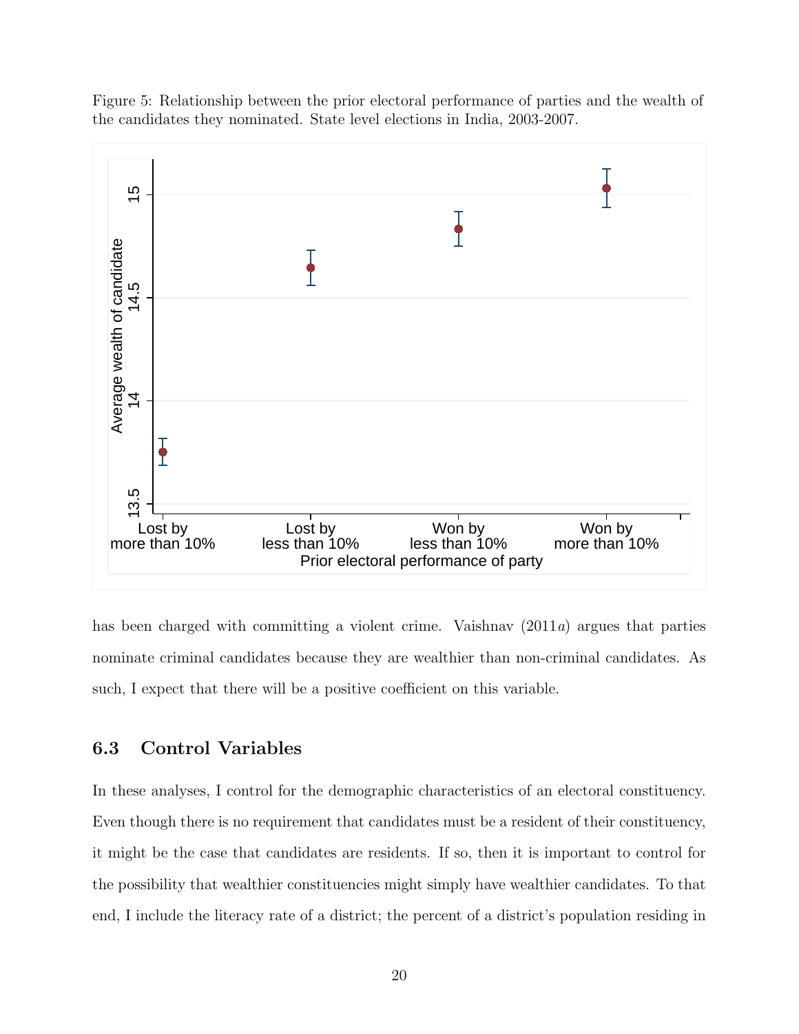Figure 5: Relationship between the prior electoral performance of parties and the wealth of the candidates they nominated. State level elections in India, 2003-2007.

has been charged with committing a violent crime. Vaishnav (2011*a*) argues that parties nominate criminal candidates because they are wealthier than non-criminal candidates. As such, I expect that there will be a positive coefficient on this variable.

### 6.3 Control Variables

In these analyses, I control for the demographic characteristics of an electoral constituency. Even though there is no requirement that candidates must be a resident of their constituency, it might be the case that candidates are residents. If so, then it is important to control for the possibility that wealthier constituencies might simply have wealthier candidates. To that end, I include the literacy rate of a district; the percent of a district's population residing in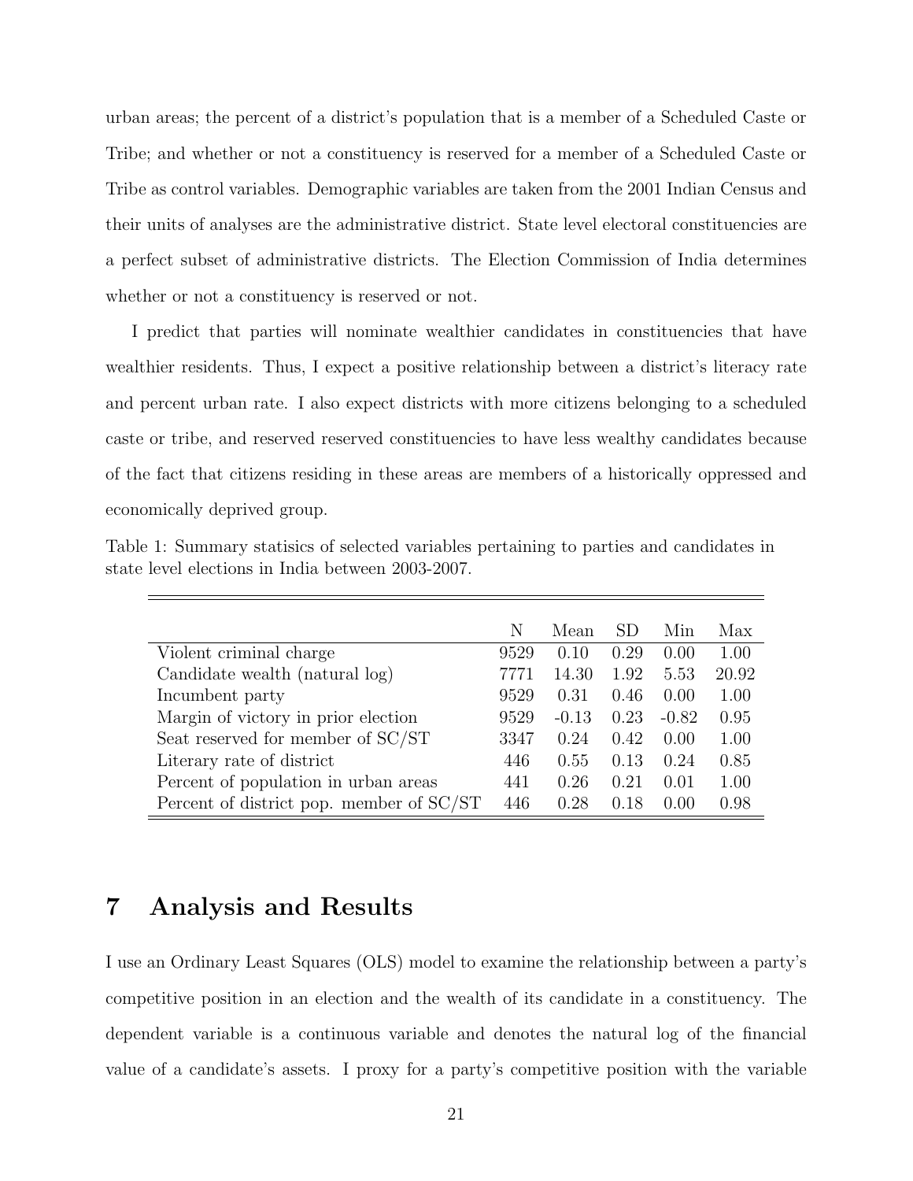urban areas; the percent of a district's population that is a member of a Scheduled Caste or Tribe; and whether or not a constituency is reserved for a member of a Scheduled Caste or Tribe as control variables. Demographic variables are taken from the 2001 Indian Census and their units of analyses are the administrative district. State level electoral constituencies are a perfect subset of administrative districts. The Election Commission of India determines whether or not a constituency is reserved or not.

I predict that parties will nominate wealthier candidates in constituencies that have wealthier residents. Thus, I expect a positive relationship between a district's literacy rate and percent urban rate. I also expect districts with more citizens belonging to a scheduled caste or tribe, and reserved reserved constituencies to have less wealthy candidates because of the fact that citizens residing in these areas are members of a historically oppressed and economically deprived group.

Table 1: Summary statisics of selected variables pertaining to parties and candidates in state level elections in India between 2003-2007.

| | N | Mean | SD | Min | Max |
|---|---|---|---|---|---|
| Violent criminal charge | 9529 | 0.10 | 0.29 | 0.00 | 1.00 |
| Candidate wealth (natural log) | 7771 | 14.30 | 1.92 | 5.53 | 20.92 |
| Incumbent party | 9529 | 0.31 | 0.46 | 0.00 | 1.00 |
| Margin of victory in prior election | 9529 | -0.13 | 0.23 | -0.82 | 0.95 |
| Seat reserved for member of SC/ST | 3347 | 0.24 | 0.42 | 0.00 | 1.00 |
| Literary rate of district | 446 | 0.55 | 0.13 | 0.24 | 0.85 |
| Percent of population in urban areas | 441 | 0.26 | 0.21 | 0.01 | 1.00 |
| Percent of district pop. member of SC/ST | 446 | 0.28 | 0.18 | 0.00 | 0.98 |

# 7 Analysis and Results

I use an Ordinary Least Squares (OLS) model to examine the relationship between a party's competitive position in an election and the wealth of its candidate in a constituency. The dependent variable is a continuous variable and denotes the natural log of the financial value of a candidate's assets. I proxy for a party's competitive position with the variable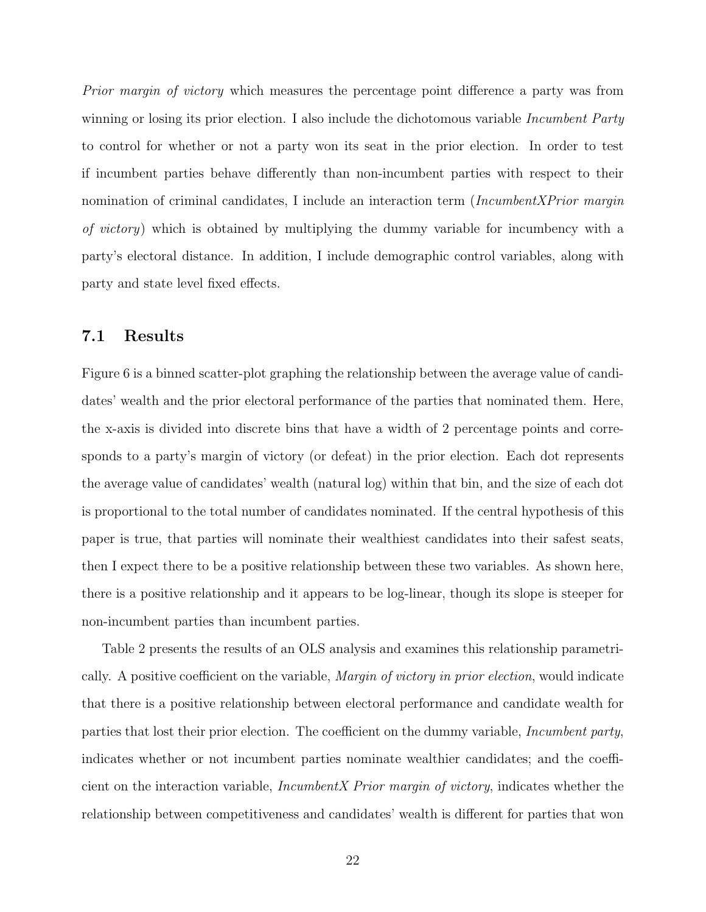*Prior margin of victory* which measures the percentage point difference a party was from winning or losing its prior election. I also include the dichotomous variable *Incumbent Party* to control for whether or not a party won its seat in the prior election. In order to test if incumbent parties behave differently than non-incumbent parties with respect to their nomination of criminal candidates, I include an interaction term (*IncumbentXPrior margin of victory*) which is obtained by multiplying the dummy variable for incumbency with a party's electoral distance. In addition, I include demographic control variables, along with party and state level fixed effects.

### 7.1 Results

Figure 6 is a binned scatter-plot graphing the relationship between the average value of candidates' wealth and the prior electoral performance of the parties that nominated them. Here, the x-axis is divided into discrete bins that have a width of 2 percentage points and corresponds to a party's margin of victory (or defeat) in the prior election. Each dot represents the average value of candidates' wealth (natural log) within that bin, and the size of each dot is proportional to the total number of candidates nominated. If the central hypothesis of this paper is true, that parties will nominate their wealthiest candidates into their safest seats, then I expect there to be a positive relationship between these two variables. As shown here, there is a positive relationship and it appears to be log-linear, though its slope is steeper for non-incumbent parties than incumbent parties.

Table 2 presents the results of an OLS analysis and examines this relationship parametrically. A positive coefficient on the variable, *Margin of victory in prior election*, would indicate that there is a positive relationship between electoral performance and candidate wealth for parties that lost their prior election. The coefficient on the dummy variable, *Incumbent party*, indicates whether or not incumbent parties nominate wealthier candidates; and the coefficient on the interaction variable, *IncumbentX Prior margin of victory*, indicates whether the relationship between competitiveness and candidates' wealth is different for parties that won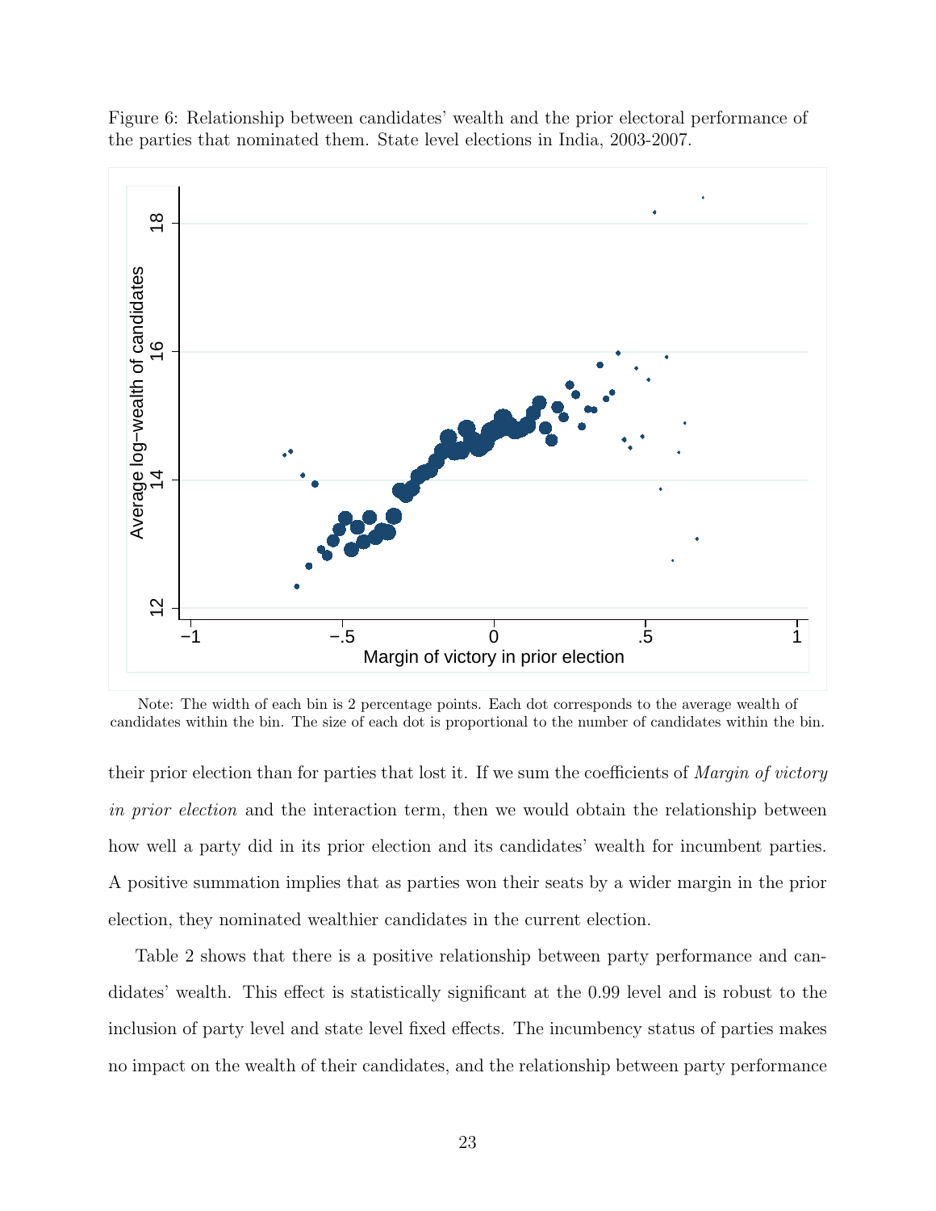Figure 6: Relationship between candidates' wealth and the prior electoral performance of the parties that nominated them. State level elections in India, 2003-2007.

Note: The width of each bin is 2 percentage points. Each dot corresponds to the average wealth of candidates within the bin. The size of each dot is proportional to the number of candidates within the bin.

their prior election than for parties that lost it. If we sum the coefficients of *Margin of victory in prior election* and the interaction term, then we would obtain the relationship between how well a party did in its prior election and its candidates' wealth for incumbent parties. A positive summation implies that as parties won their seats by a wider margin in the prior election, they nominated wealthier candidates in the current election.

Table 2 shows that there is a positive relationship between party performance and candidates' wealth. This effect is statistically significant at the 0.99 level and is robust to the inclusion of party level and state level fixed effects. The incumbency status of parties makes no impact on the wealth of their candidates, and the relationship between party performance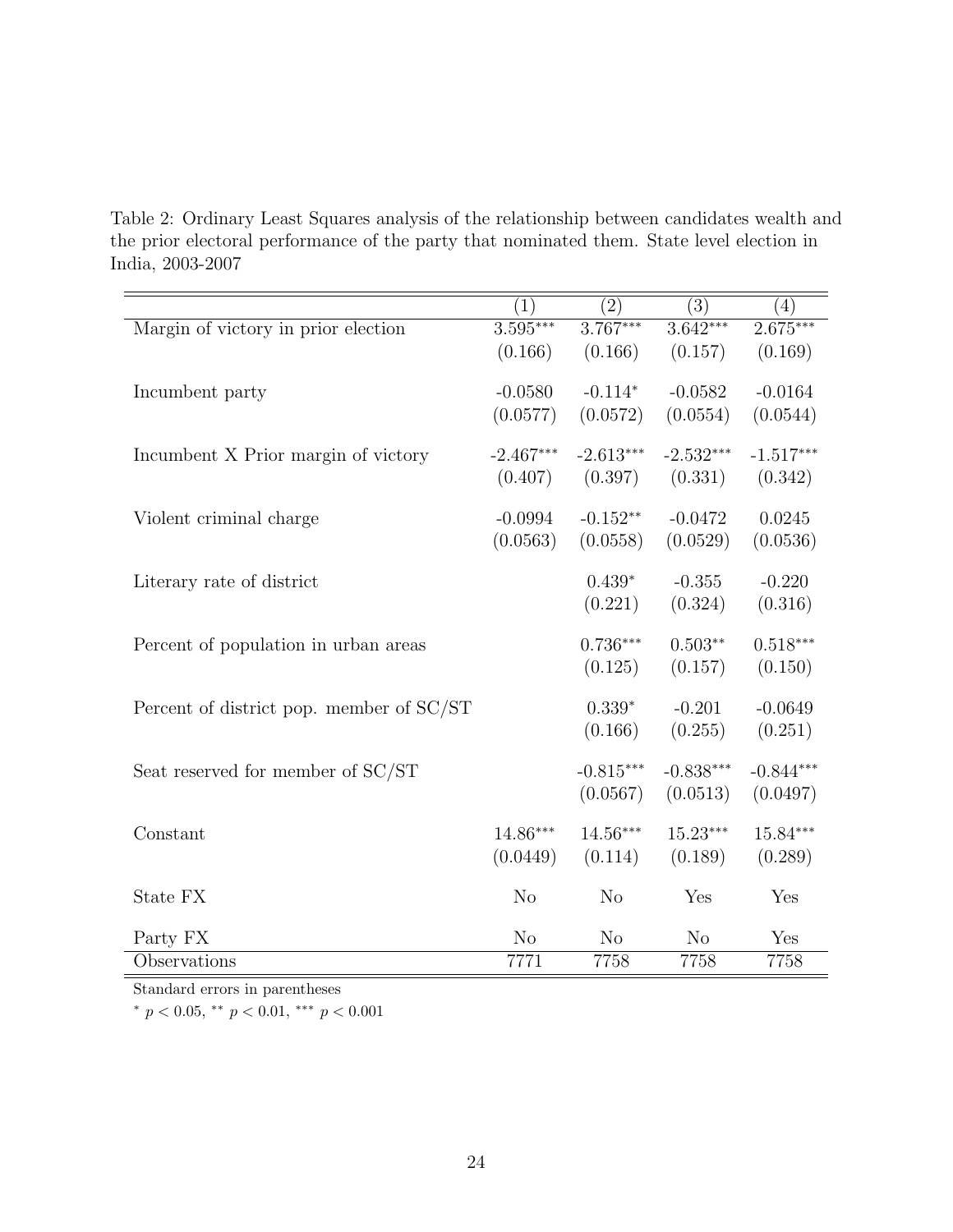Table 2: Ordinary Least Squares analysis of the relationship between candidates wealth and the prior electoral performance of the party that nominated them. State level election in India, 2003-2007

| | (1) | (2) | (3) | (4) |
|---|---|---|---|---|
| Margin of victory in prior election | 3.595*** | 3.767*** | 3.642*** | 2.675*** |
| | (0.166) | (0.166) | (0.157) | (0.169) |
| Incumbent party | -0.0580 | -0.114* | -0.0582 | -0.0164 |
| | (0.0577) | (0.0572) | (0.0554) | (0.0544) |
| Incumbent X Prior margin of victory | -2.467*** | -2.613*** | -2.532*** | -1.517*** |
| | (0.407) | (0.397) | (0.331) | (0.342) |
| Violent criminal charge | -0.0994 | -0.152** | -0.0472 | 0.0245 |
| | (0.0563) | (0.0558) | (0.0529) | (0.0536) |
| Literary rate of district | | 0.439* | -0.355 | -0.220 |
| | | (0.221) | (0.324) | (0.316) |
| Percent of population in urban areas | | 0.736*** | 0.503** | 0.518*** |
| | | (0.125) | (0.157) | (0.150) |
| Percent of district pop. member of SC/ST | | 0.339* | -0.201 | -0.0649 |
| | | (0.166) | (0.255) | (0.251) |
| Seat reserved for member of SC/ST | | -0.815*** | -0.838*** | -0.844*** |
| | | (0.0567) | (0.0513) | (0.0497) |
| Constant | 14.86*** | 14.56*** | 15.23*** | 15.84*** |
| | (0.0449) | (0.114) | (0.189) | (0.289) |
| State FX | No | No | Yes | Yes |
| Party FX | No | No | No | Yes |
| Observations | 7771 | 7758 | 7758 | 7758 |

Standard errors in parentheses

* $p < 0.05$, ** $p < 0.01$, *** $p < 0.001$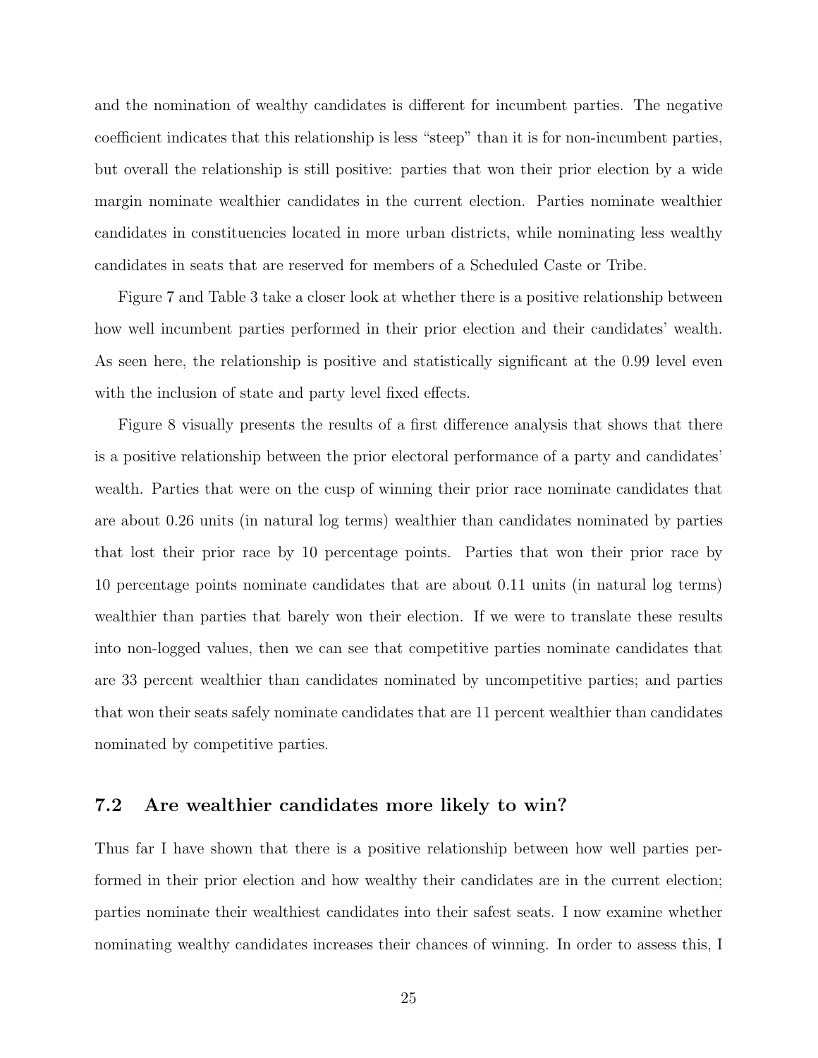and the nomination of wealthy candidates is different for incumbent parties. The negative coefficient indicates that this relationship is less "steep" than it is for non-incumbent parties, but overall the relationship is still positive: parties that won their prior election by a wide margin nominate wealthier candidates in the current election. Parties nominate wealthier candidates in constituencies located in more urban districts, while nominating less wealthy candidates in seats that are reserved for members of a Scheduled Caste or Tribe.

Figure 7 and Table 3 take a closer look at whether there is a positive relationship between how well incumbent parties performed in their prior election and their candidates' wealth. As seen here, the relationship is positive and statistically significant at the 0.99 level even with the inclusion of state and party level fixed effects.

Figure 8 visually presents the results of a first difference analysis that shows that there is a positive relationship between the prior electoral performance of a party and candidates' wealth. Parties that were on the cusp of winning their prior race nominate candidates that are about 0.26 units (in natural log terms) wealthier than candidates nominated by parties that lost their prior race by 10 percentage points. Parties that won their prior race by 10 percentage points nominate candidates that are about 0.11 units (in natural log terms) wealthier than parties that barely won their election. If we were to translate these results into non-logged values, then we can see that competitive parties nominate candidates that are 33 percent wealthier than candidates nominated by uncompetitive parties; and parties that won their seats safely nominate candidates that are 11 percent wealthier than candidates nominated by competitive parties.

## 7.2 Are wealthier candidates more likely to win?

Thus far I have shown that there is a positive relationship between how well parties performed in their prior election and how wealthy their candidates are in the current election; parties nominate their wealthiest candidates into their safest seats. I now examine whether nominating wealthy candidates increases their chances of winning. In order to assess this, I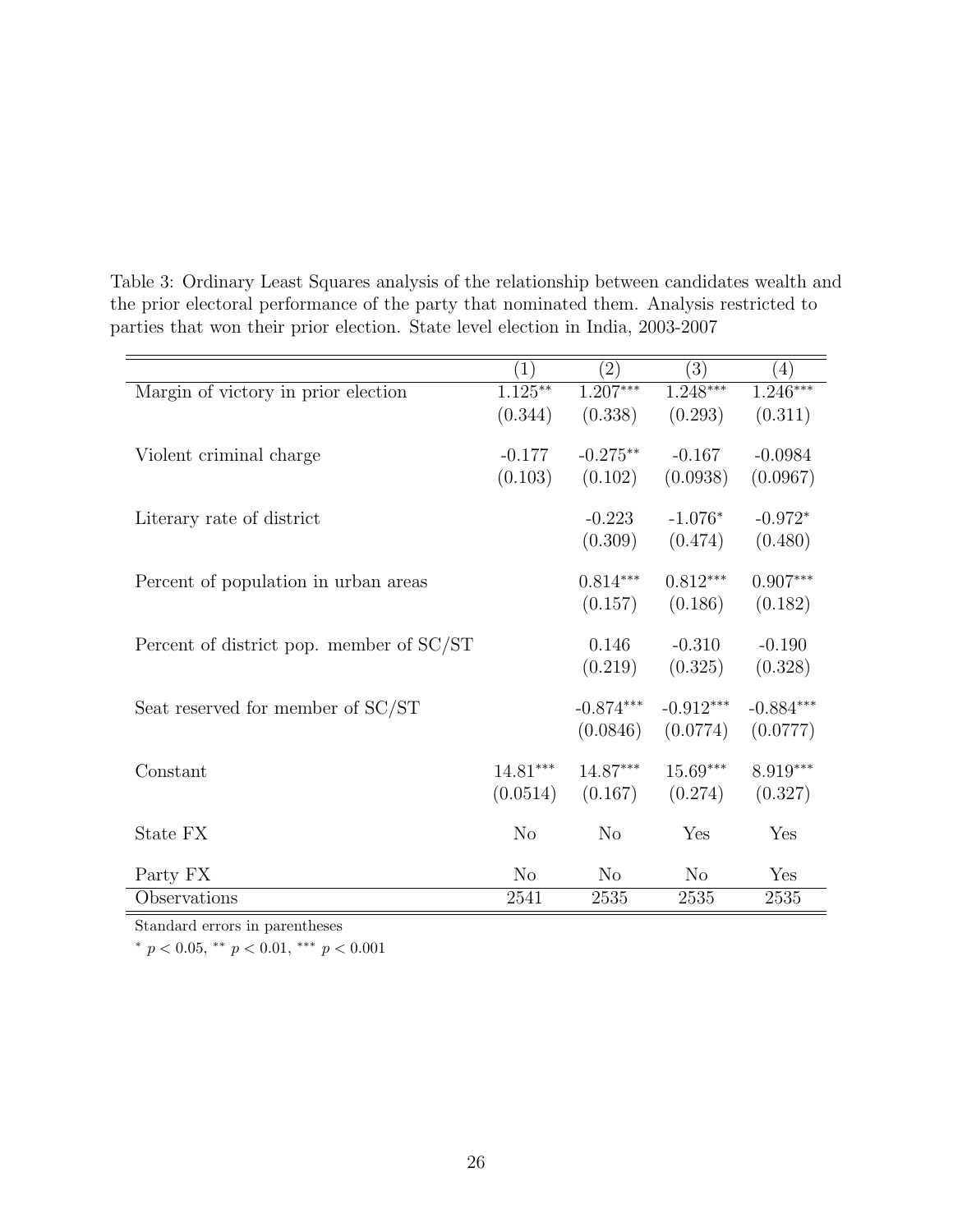Table 3: Ordinary Least Squares analysis of the relationship between candidates wealth and the prior electoral performance of the party that nominated them. Analysis restricted to parties that won their prior election. State level election in India, 2003-2007

| | (1) | (2) | (3) | (4) |
|---|---|---|---|---|
| Margin of victory in prior election | 1.125** | 1.207*** | 1.248*** | 1.246*** |
| | (0.344) | (0.338) | (0.293) | (0.311) |
| Violent criminal charge | -0.177 | -0.275** | -0.167 | -0.0984 |
| | (0.103) | (0.102) | (0.0938) | (0.0967) |
| Literary rate of district | | -0.223 | -1.076* | -0.972* |
| | | (0.309) | (0.474) | (0.480) |
| Percent of population in urban areas | | 0.814*** | 0.812*** | 0.907*** |
| | | (0.157) | (0.186) | (0.182) |
| Percent of district pop. member of SC/ST | | 0.146 | -0.310 | -0.190 |
| | | (0.219) | (0.325) | (0.328) |
| Seat reserved for member of SC/ST | | -0.874*** | -0.912*** | -0.884*** |
| | | (0.0846) | (0.0774) | (0.0777) |
| Constant | 14.81*** | 14.87*** | 15.69*** | 8.919*** |
| | (0.0514) | (0.167) | (0.274) | (0.327) |
| State FX | No | No | Yes | Yes |
| Party FX | No | No | No | Yes |
| Observations | 2541 | 2535 | 2535 | 2535 |

Standard errors in parentheses

* $p < 0.05$, ** $p < 0.01$, *** $p < 0.001$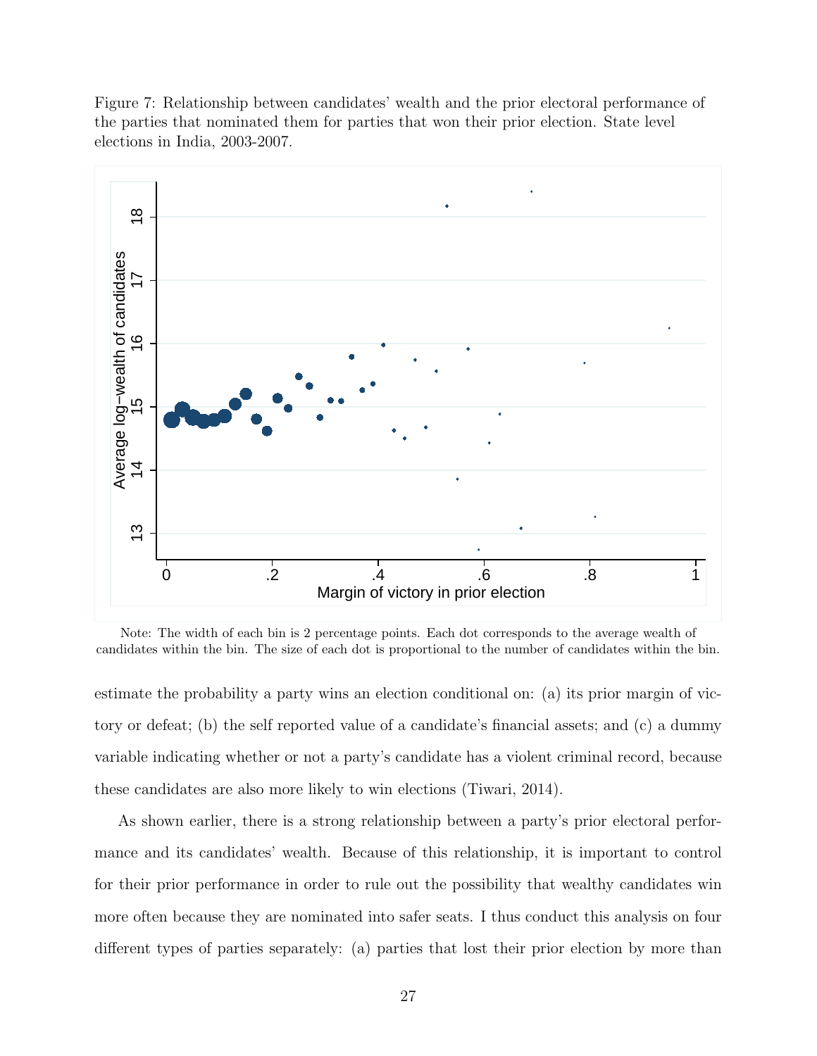Figure 7: Relationship between candidates' wealth and the prior electoral performance of the parties that nominated them for parties that won their prior election. State level elections in India, 2003-2007.

Note: The width of each bin is 2 percentage points. Each dot corresponds to the average wealth of candidates within the bin. The size of each dot is proportional to the number of candidates within the bin.

estimate the probability a party wins an election conditional on: (a) its prior margin of victory or defeat; (b) the self reported value of a candidate's financial assets; and (c) a dummy variable indicating whether or not a party's candidate has a violent criminal record, because these candidates are also more likely to win elections (Tiwari, 2014).

As shown earlier, there is a strong relationship between a party's prior electoral performance and its candidates' wealth. Because of this relationship, it is important to control for their prior performance in order to rule out the possibility that wealthy candidates win more often because they are nominated into safer seats. I thus conduct this analysis on four different types of parties separately: (a) parties that lost their prior election by more than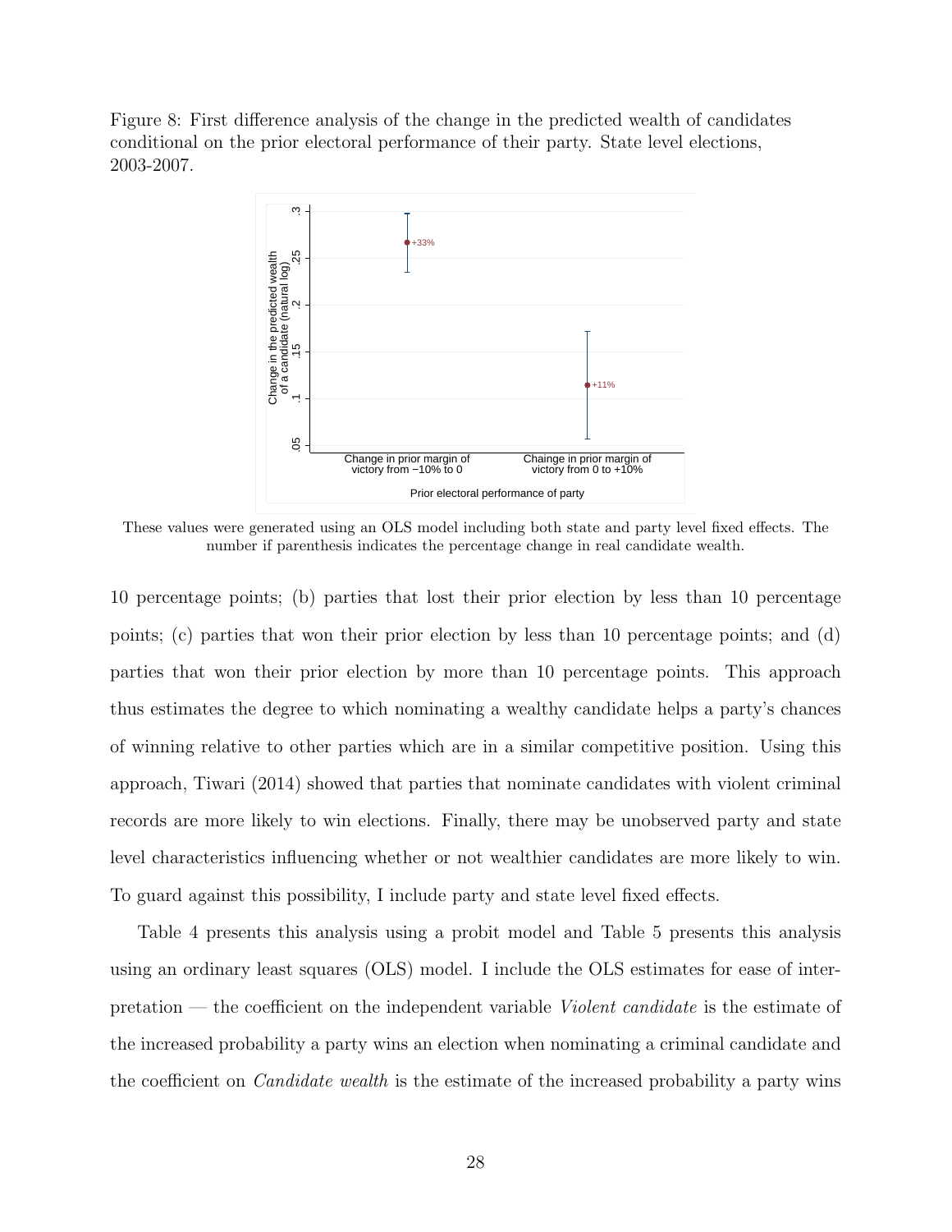Figure 8: First difference analysis of the change in the predicted wealth of candidates conditional on the prior electoral performance of their party. State level elections, 2003-2007.

These values were generated using an OLS model including both state and party level fixed effects. The number if parenthesis indicates the percentage change in real candidate wealth.

10 percentage points; (b) parties that lost their prior election by less than 10 percentage points; (c) parties that won their prior election by less than 10 percentage points; and (d) parties that won their prior election by more than 10 percentage points. This approach thus estimates the degree to which nominating a wealthy candidate helps a party's chances of winning relative to other parties which are in a similar competitive position. Using this approach, Tiwari (2014) showed that parties that nominate candidates with violent criminal records are more likely to win elections. Finally, there may be unobserved party and state level characteristics influencing whether or not wealthier candidates are more likely to win. To guard against this possibility, I include party and state level fixed effects.

Table 4 presents this analysis using a probit model and Table 5 presents this analysis using an ordinary least squares (OLS) model. I include the OLS estimates for ease of interpretation — the coefficient on the independent variable *Violent candidate* is the estimate of the increased probability a party wins an election when nominating a criminal candidate and the coefficient on *Candidate wealth* is the estimate of the increased probability a party wins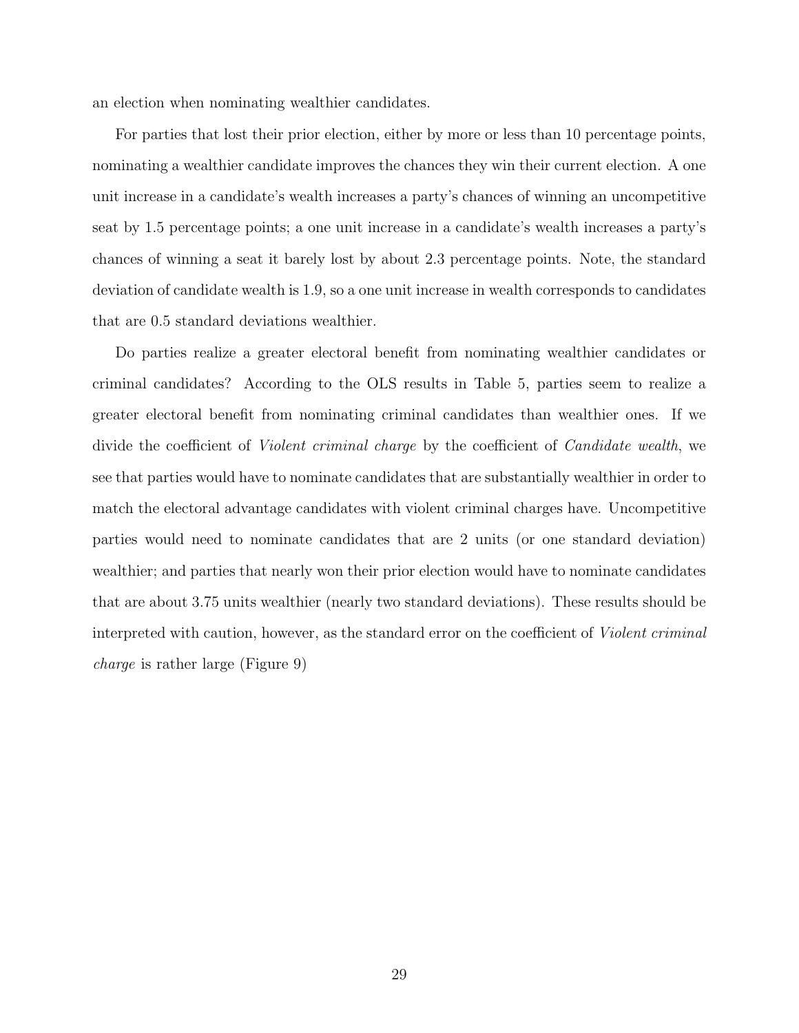an election when nominating wealthier candidates.

For parties that lost their prior election, either by more or less than 10 percentage points, nominating a wealthier candidate improves the chances they win their current election. A one unit increase in a candidate's wealth increases a party's chances of winning an uncompetitive seat by 1.5 percentage points; a one unit increase in a candidate's wealth increases a party's chances of winning a seat it barely lost by about 2.3 percentage points. Note, the standard deviation of candidate wealth is 1.9, so a one unit increase in wealth corresponds to candidates that are 0.5 standard deviations wealthier.

Do parties realize a greater electoral benefit from nominating wealthier candidates or criminal candidates? According to the OLS results in Table 5, parties seem to realize a greater electoral benefit from nominating criminal candidates than wealthier ones. If we divide the coefficient of *Violent criminal charge* by the coefficient of *Candidate wealth*, we see that parties would have to nominate candidates that are substantially wealthier in order to match the electoral advantage candidates with violent criminal charges have. Uncompetitive parties would need to nominate candidates that are 2 units (or one standard deviation) wealthier; and parties that nearly won their prior election would have to nominate candidates that are about 3.75 units wealthier (nearly two standard deviations). These results should be interpreted with caution, however, as the standard error on the coefficient of *Violent criminal charge* is rather large (Figure 9)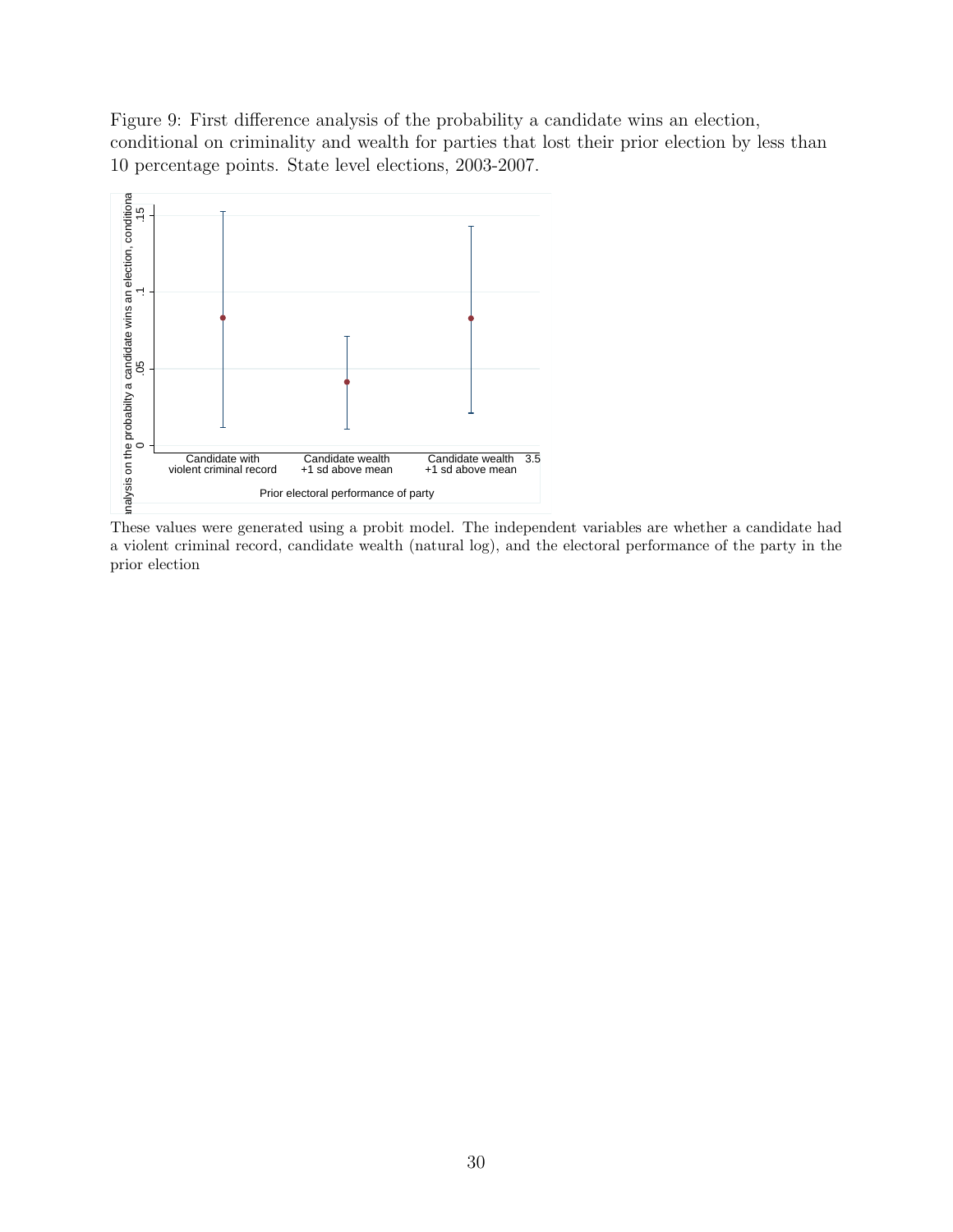Figure 9: First difference analysis of the probability a candidate wins an election, conditional on criminality and wealth for parties that lost their prior election by less than 10 percentage points. State level elections, 2003-2007.

These values were generated using a probit model. The independent variables are whether a candidate had a violent criminal record, candidate wealth (natural log), and the electoral performance of the party in the prior election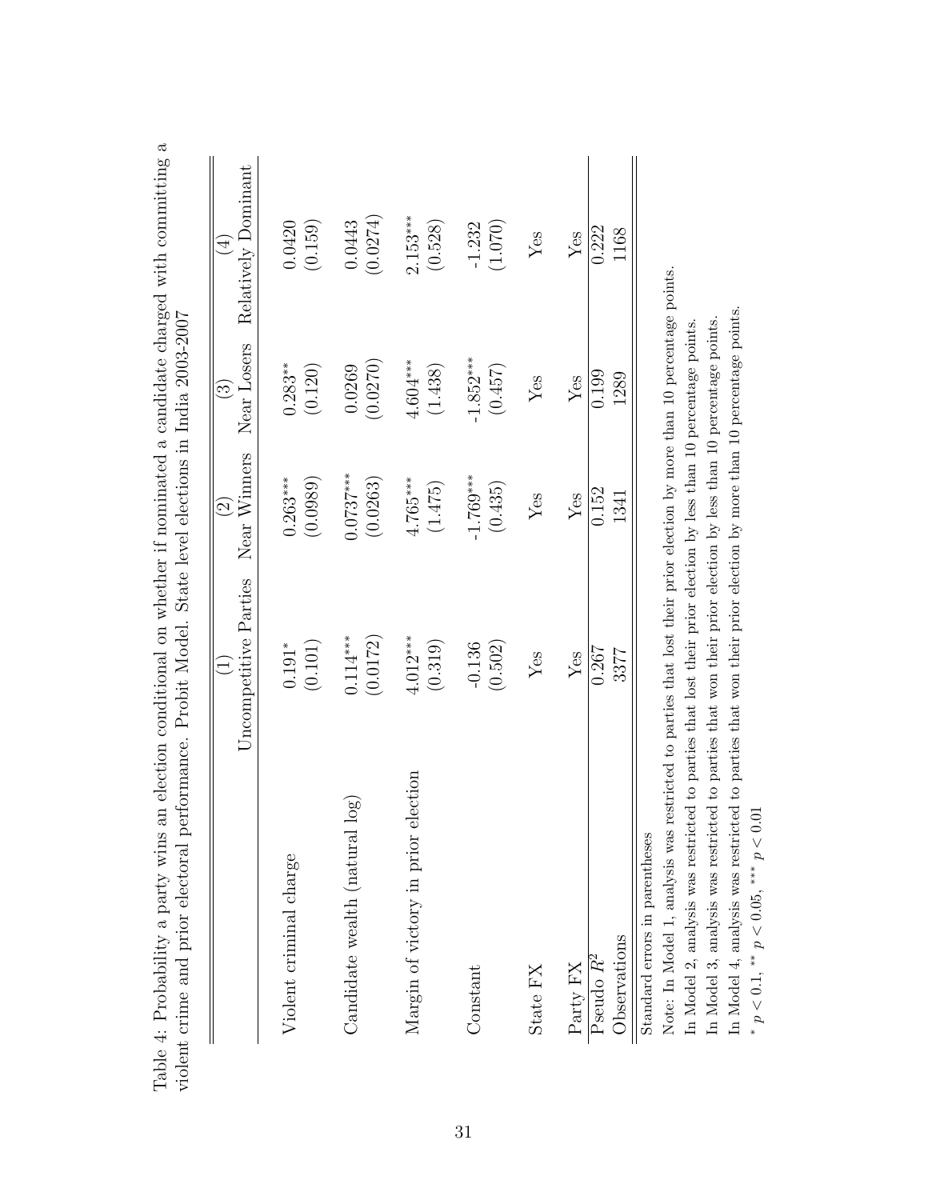Table 4: Probability a party wins an election conditional on whether if nominated a candidate charged with committing a violent crime and prior electoral performance. Probit Model. State level elections in India 2003-2007

| | (1) | (2) | (3) | (4) |
|---|---|---|---|---|
| | Uncompetitive Parties | Near Winners | Near Losers | Relatively Dominant |
| Violent criminal charge | $0.191^{*}$ | $0.263^{***}$ | $0.283^{**}$ | 0.0420 |
| | (0.101) | (0.0989) | (0.120) | (0.159) |
| Candidate wealth (natural log) | $0.114^{***}$ | $0.0737^{***}$ | 0.0269 | 0.0443 |
| | (0.0172) | (0.0263) | (0.0270) | (0.0274) |
| Margin of victory in prior election | $4.012^{***}$ | $4.765^{***}$ | $4.604^{***}$ | $2.153^{***}$ |
| | (0.319) | (1.475) | (1.438) | (0.528) |
| Constant | -0.136 | $-1.769^{***}$ | $-1.852^{***}$ | -1.232 |
| | (0.502) | (0.435) | (0.457) | (1.070) |
| State FX | Yes | Yes | Yes | Yes |
| Party FX | Yes | Yes | Yes | Yes |
| Pseudo $R^2$ | 0.267 | 0.152 | 0.199 | 0.222 |
| Observations | 3377 | 1341 | 1289 | 1168 |

Standard errors in parentheses

Note: In Model 1, analysis was restricted to parties that lost their prior election by more than 10 percentage points.

In Model 2, analysis was restricted to parties that lost their prior election by less than 10 percentage points.

In Model 3, analysis was restricted to parties that won their prior election by less than 10 percentage points.

In Model 4, analysis was restricted to parties that won their prior election by more than 10 percentage points.

$^{*}$ $p < 0.1$, $^{**}$ $p < 0.05$, $^{***}$ $p < 0.01$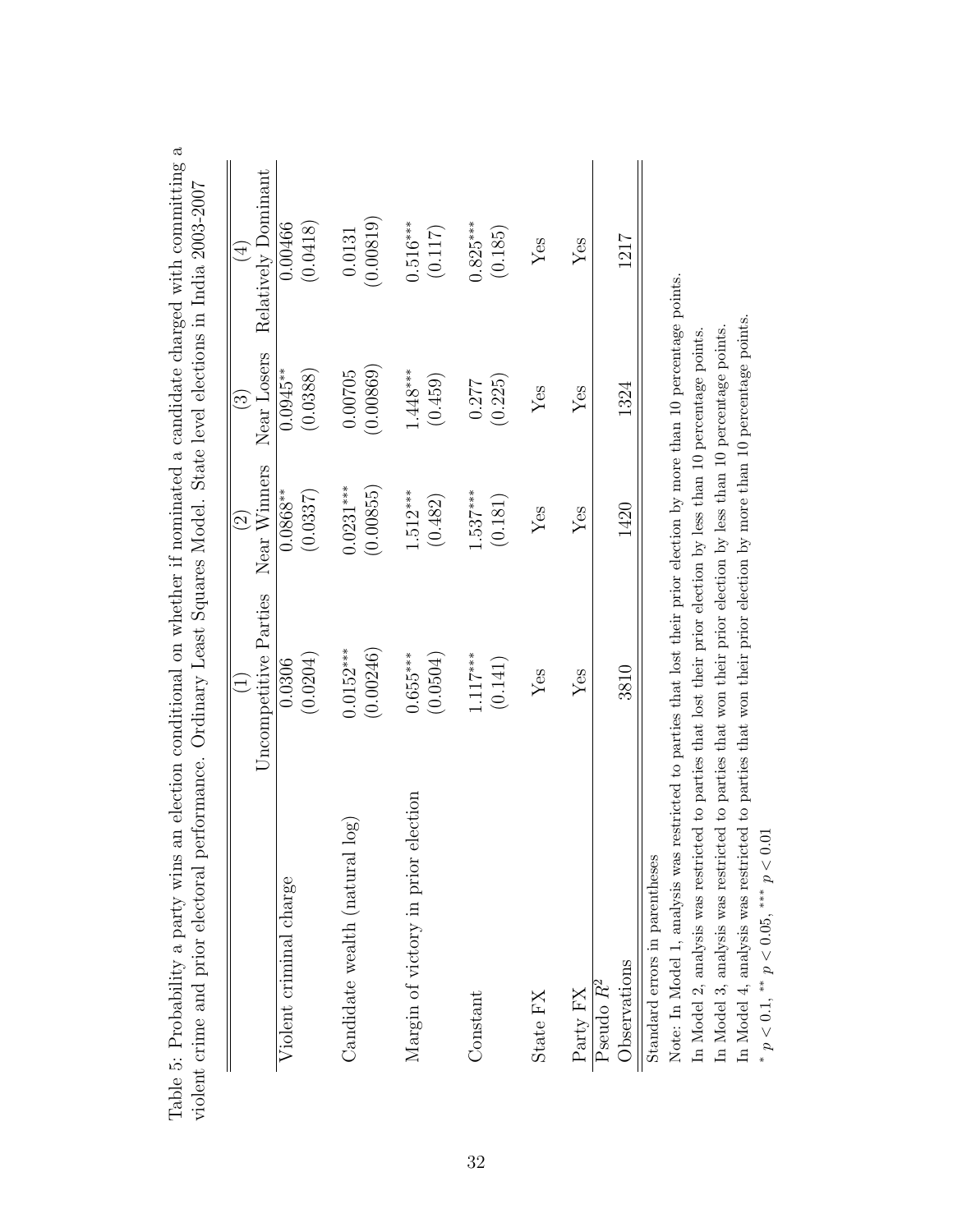Table 5: Probability a party wins an election conditional on whether if nominated a candidate charged with committing a violent crime and prior electoral performance. Ordinary Least Squares Model. State level elections in India 2003-2007

| | (1) | (2) | (3) | (4) |
|---|---|---|---|---|
| | Uncompetitive Parties | Near Winners | Near Losers | Relatively Dominant |
| Violent criminal charge | 0.0306 | 0.0868** | 0.0945** | 0.00466 |
| | (0.0204) | (0.0337) | (0.0388) | (0.0418) |
| Candidate wealth (natural log) | 0.0152*** | 0.0231*** | 0.00705 | 0.0131 |
| | (0.00246) | (0.00855) | (0.00869) | (0.00819) |
| Margin of victory in prior election | 0.655*** | 1.512*** | 1.448*** | 0.516*** |
| | (0.0504) | (0.482) | (0.459) | (0.117) |
| Constant | 1.117*** | 1.537*** | 0.277 | 0.825*** |
| | (0.141) | (0.181) | (0.225) | (0.185) |
| State FX | Yes | Yes | Yes | Yes |
| Party FX | Yes | Yes | Yes | Yes |
| Pseudo $R^2$ | | | | |
| Observations | 3810 | 1420 | 1324 | 1217 |

Standard errors in parentheses

Note: In Model 1, analysis was restricted to parties that lost their prior election by more than 10 percentage points.

In Model 2, analysis was restricted to parties that lost their prior election by less than 10 percentage points.

In Model 3, analysis was restricted to parties that won their prior election by less than 10 percentage points.

In Model 4, analysis was restricted to parties that won their prior election by more than 10 percentage points.

* $p < 0.1$, ** $p < 0.05$, *** $p < 0.01$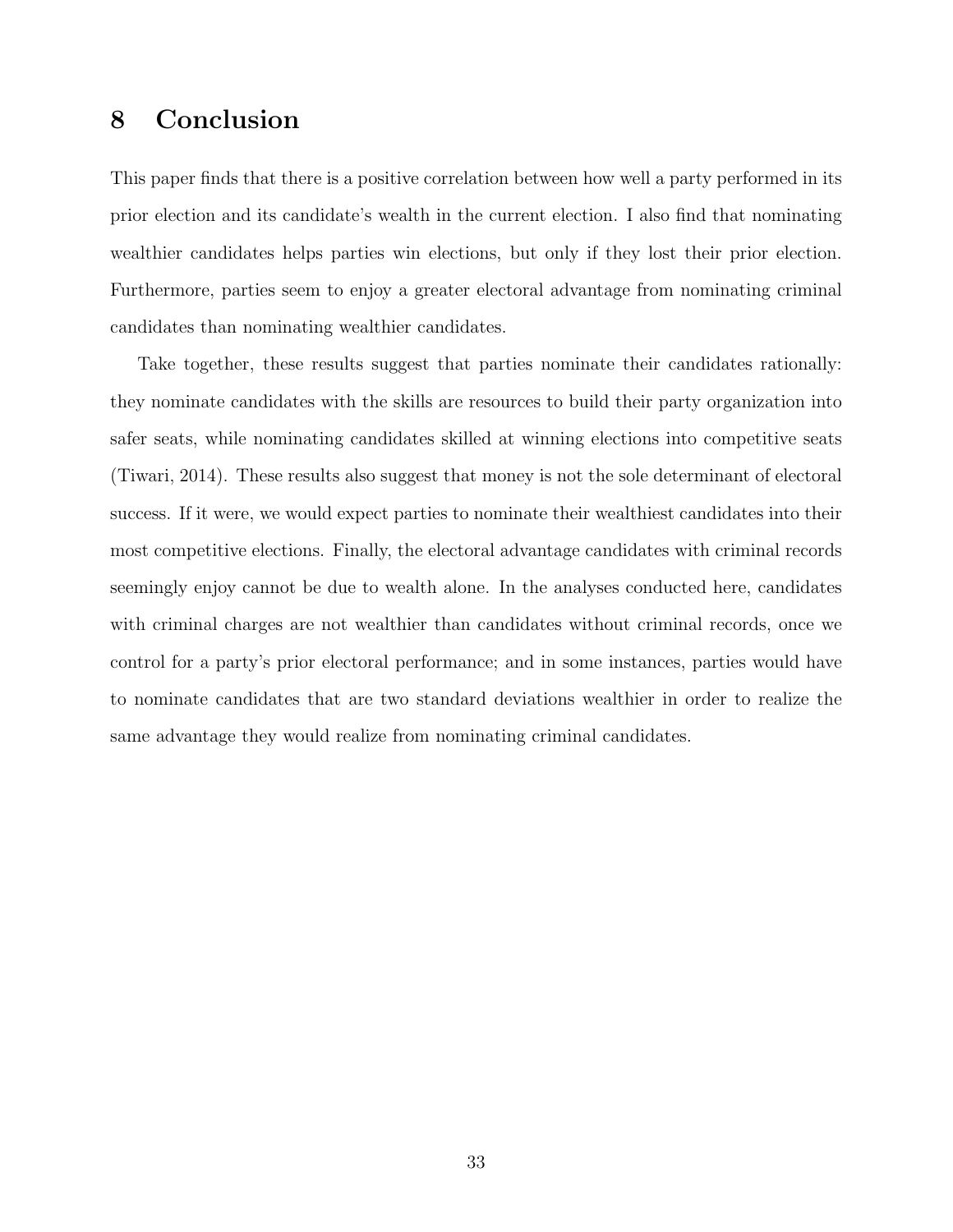# 8 Conclusion

This paper finds that there is a positive correlation between how well a party performed in its prior election and its candidate's wealth in the current election. I also find that nominating wealthier candidates helps parties win elections, but only if they lost their prior election. Furthermore, parties seem to enjoy a greater electoral advantage from nominating criminal candidates than nominating wealthier candidates.

Take together, these results suggest that parties nominate their candidates rationally: they nominate candidates with the skills are resources to build their party organization into safer seats, while nominating candidates skilled at winning elections into competitive seats (Tiwari, 2014). These results also suggest that money is not the sole determinant of electoral success. If it were, we would expect parties to nominate their wealthiest candidates into their most competitive elections. Finally, the electoral advantage candidates with criminal records seemingly enjoy cannot be due to wealth alone. In the analyses conducted here, candidates with criminal charges are not wealthier than candidates without criminal records, once we control for a party's prior electoral performance; and in some instances, parties would have to nominate candidates that are two standard deviations wealthier in order to realize the same advantage they would realize from nominating criminal candidates.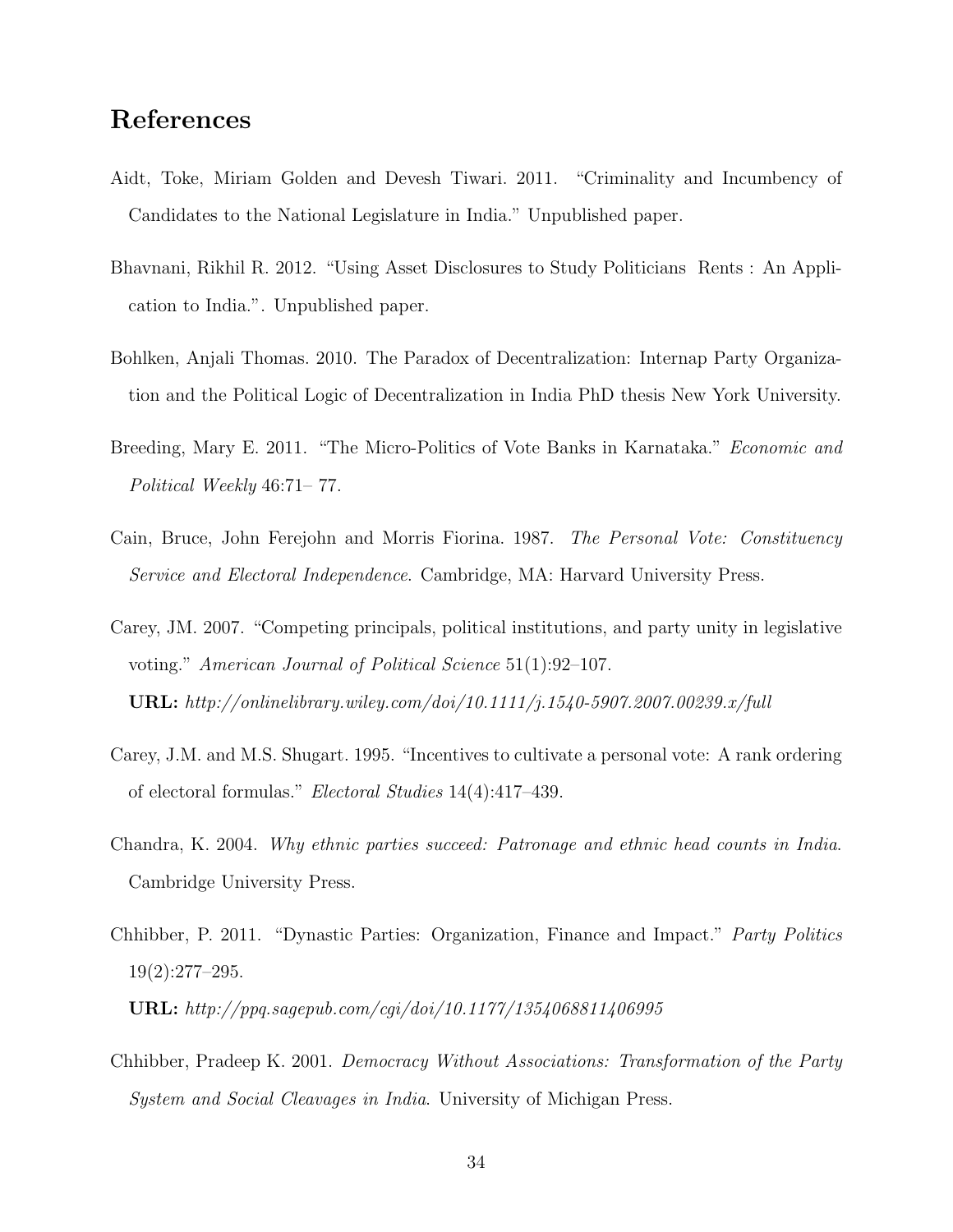# References

Aidt, Toke, Miriam Golden and Devesh Tiwari. 2011. "Criminality and Incumbency of Candidates to the National Legislature in India." Unpublished paper.

Bhavnani, Rikhil R. 2012. "Using Asset Disclosures to Study Politicians Rents : An Application to India.". Unpublished paper.

Bohlken, Anjali Thomas. 2010. The Paradox of Decentralization: Internap Party Organization and the Political Logic of Decentralization in India PhD thesis New York University.

Breeding, Mary E. 2011. "The Micro-Politics of Vote Banks in Karnataka." *Economic and Political Weekly* 46:71– 77.

Cain, Bruce, John Ferejohn and Morris Fiorina. 1987. *The Personal Vote: Constituency Service and Electoral Independence*. Cambridge, MA: Harvard University Press.

Carey, JM. 2007. "Competing principals, political institutions, and party unity in legislative voting." *American Journal of Political Science* 51(1):92–107.
**URL:** *http://onlinelibrary.wiley.com/doi/10.1111/j.1540-5907.2007.00239.x/full*

Carey, J.M. and M.S. Shugart. 1995. "Incentives to cultivate a personal vote: A rank ordering of electoral formulas." *Electoral Studies* 14(4):417–439.

Chandra, K. 2004. *Why ethnic parties succeed: Patronage and ethnic head counts in India*. Cambridge University Press.

Chhibber, P. 2011. "Dynastic Parties: Organization, Finance and Impact." *Party Politics* 19(2):277–295.
**URL:** *http://ppq.sagepub.com/cgi/doi/10.1177/1354068811406995*

Chhibber, Pradeep K. 2001. *Democracy Without Associations: Transformation of the Party System and Social Cleavages in India*. University of Michigan Press.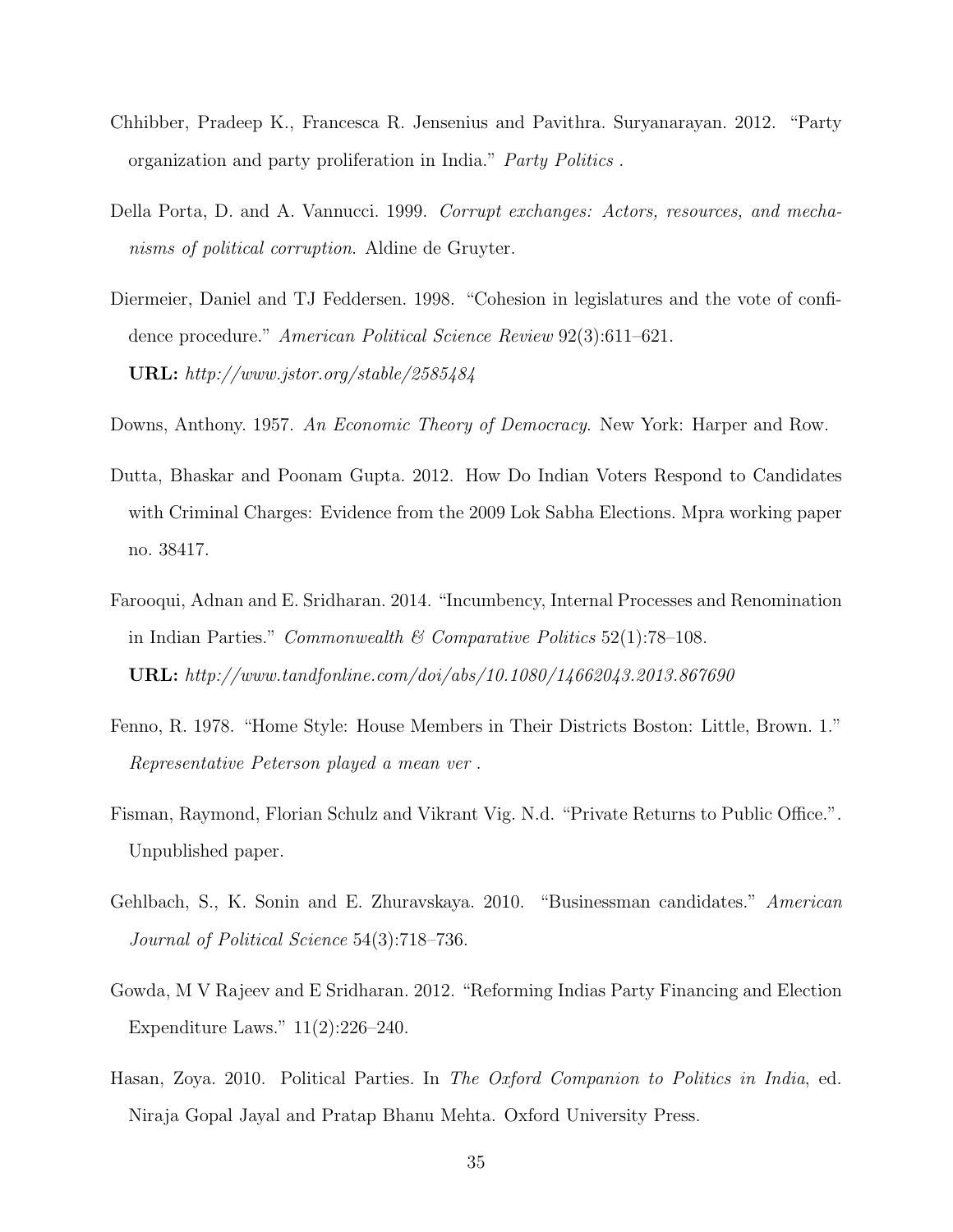Chhibber, Pradeep K., Francesca R. Jensenius and Pavithra. Suryanarayan. 2012. "Party organization and party proliferation in India." *Party Politics* .

Della Porta, D. and A. Vannucci. 1999. *Corrupt exchanges: Actors, resources, and mechanisms of political corruption*. Aldine de Gruyter.

Diermeier, Daniel and TJ Feddersen. 1998. "Cohesion in legislatures and the vote of confidence procedure." *American Political Science Review* 92(3):611–621.
**URL:** *http://www.jstor.org/stable/2585484*

Downs, Anthony. 1957. *An Economic Theory of Democracy*. New York: Harper and Row.

Dutta, Bhaskar and Poonam Gupta. 2012. How Do Indian Voters Respond to Candidates with Criminal Charges: Evidence from the 2009 Lok Sabha Elections. Mpra working paper no. 38417.

Farooqui, Adnan and E. Sridharan. 2014. "Incumbency, Internal Processes and Renomination in Indian Parties." *Commonwealth & Comparative Politics* 52(1):78–108.
**URL:** *http://www.tandfonline.com/doi/abs/10.1080/14662043.2013.867690*

Fenno, R. 1978. "Home Style: House Members in Their Districts Boston: Little, Brown. 1." *Representative Peterson played a mean ver* .

Fisman, Raymond, Florian Schulz and Vikrant Vig. N.d. "Private Returns to Public Office.". Unpublished paper.

Gehlbach, S., K. Sonin and E. Zhuravskaya. 2010. "Businessman candidates." *American Journal of Political Science* 54(3):718–736.

Gowda, M V Rajeev and E Sridharan. 2012. "Reforming Indias Party Financing and Election Expenditure Laws." 11(2):226–240.

Hasan, Zoya. 2010. Political Parties. In *The Oxford Companion to Politics in India*, ed. Niraja Gopal Jayal and Pratap Bhanu Mehta. Oxford University Press.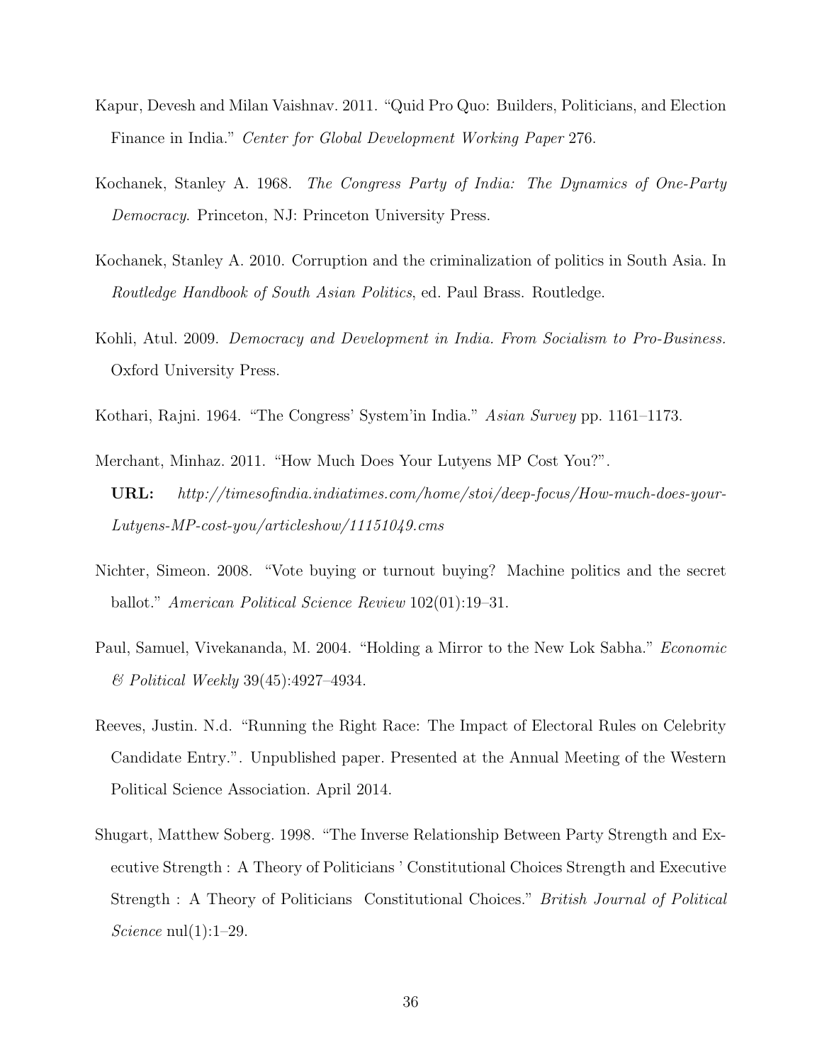Kapur, Devesh and Milan Vaishnav. 2011. "Quid Pro Quo: Builders, Politicians, and Election Finance in India." *Center for Global Development Working Paper* 276.

Kochanek, Stanley A. 1968. *The Congress Party of India: The Dynamics of One-Party Democracy*. Princeton, NJ: Princeton University Press.

Kochanek, Stanley A. 2010. Corruption and the criminalization of politics in South Asia. In *Routledge Handbook of South Asian Politics*, ed. Paul Brass. Routledge.

Kohli, Atul. 2009. *Democracy and Development in India. From Socialism to Pro-Business.* Oxford University Press.

Kothari, Rajni. 1964. "The Congress' System'in India." *Asian Survey* pp. 1161–1173.

Merchant, Minhaz. 2011. "How Much Does Your Lutyens MP Cost You?".
**URL:** *http://timesofindia.indiatimes.com/home/stoi/deep-focus/How-much-does-your-Lutyens-MP-cost-you/articleshow/11151049.cms*

Nichter, Simeon. 2008. "Vote buying or turnout buying? Machine politics and the secret ballot." *American Political Science Review* 102(01):19–31.

Paul, Samuel, Vivekananda, M. 2004. "Holding a Mirror to the New Lok Sabha." *Economic & Political Weekly* 39(45):4927–4934.

Reeves, Justin. N.d. "Running the Right Race: The Impact of Electoral Rules on Celebrity Candidate Entry.". Unpublished paper. Presented at the Annual Meeting of the Western Political Science Association. April 2014.

Shugart, Matthew Soberg. 1998. "The Inverse Relationship Between Party Strength and Executive Strength : A Theory of Politicians ' Constitutional Choices Strength and Executive Strength : A Theory of Politicians Constitutional Choices." *British Journal of Political Science* nul(1):1–29.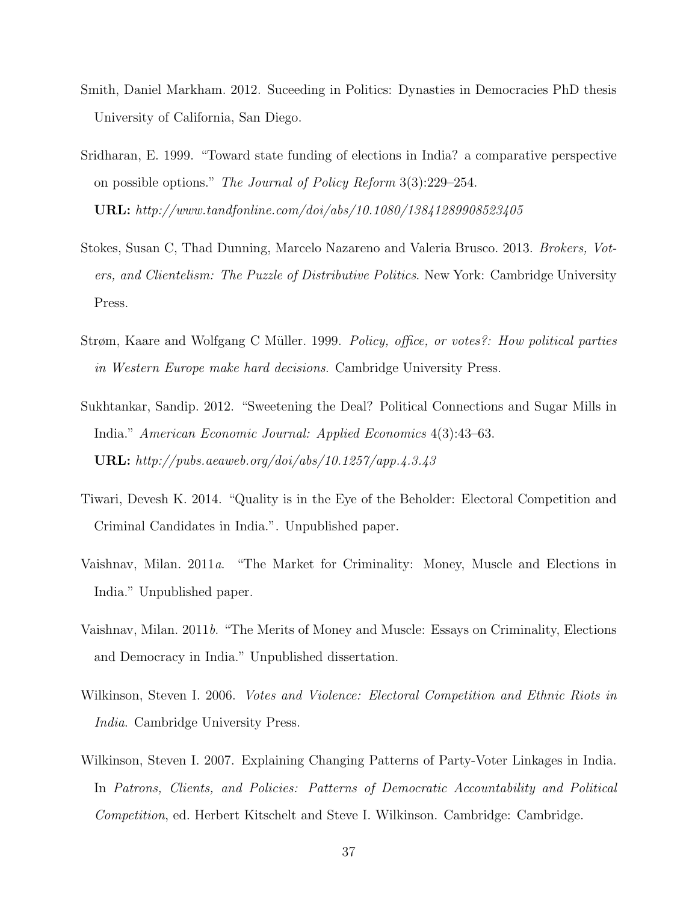Smith, Daniel Markham. 2012. Suceeding in Politics: Dynasties in Democracies PhD thesis University of California, San Diego.

Sridharan, E. 1999. "Toward state funding of elections in India? a comparative perspective on possible options." *The Journal of Policy Reform* 3(3):229–254.
**URL:** *http://www.tandfonline.com/doi/abs/10.1080/13841289908523405*

Stokes, Susan C, Thad Dunning, Marcelo Nazareno and Valeria Brusco. 2013. *Brokers, Voters, and Clientelism: The Puzzle of Distributive Politics*. New York: Cambridge University Press.

Strøm, Kaare and Wolfgang C Müller. 1999. *Policy, office, or votes?: How political parties in Western Europe make hard decisions*. Cambridge University Press.

Sukhtankar, Sandip. 2012. "Sweetening the Deal? Political Connections and Sugar Mills in India." *American Economic Journal: Applied Economics* 4(3):43–63.
**URL:** *http://pubs.aeaweb.org/doi/abs/10.1257/app.4.3.43*

Tiwari, Devesh K. 2014. "Quality is in the Eye of the Beholder: Electoral Competition and Criminal Candidates in India.". Unpublished paper.

Vaishnav, Milan. 2011*a*. "The Market for Criminality: Money, Muscle and Elections in India." Unpublished paper.

Vaishnav, Milan. 2011*b*. "The Merits of Money and Muscle: Essays on Criminality, Elections and Democracy in India." Unpublished dissertation.

Wilkinson, Steven I. 2006. *Votes and Violence: Electoral Competition and Ethnic Riots in India*. Cambridge University Press.

Wilkinson, Steven I. 2007. Explaining Changing Patterns of Party-Voter Linkages in India. In *Patrons, Clients, and Policies: Patterns of Democratic Accountability and Political Competition*, ed. Herbert Kitschelt and Steve I. Wilkinson. Cambridge: Cambridge.